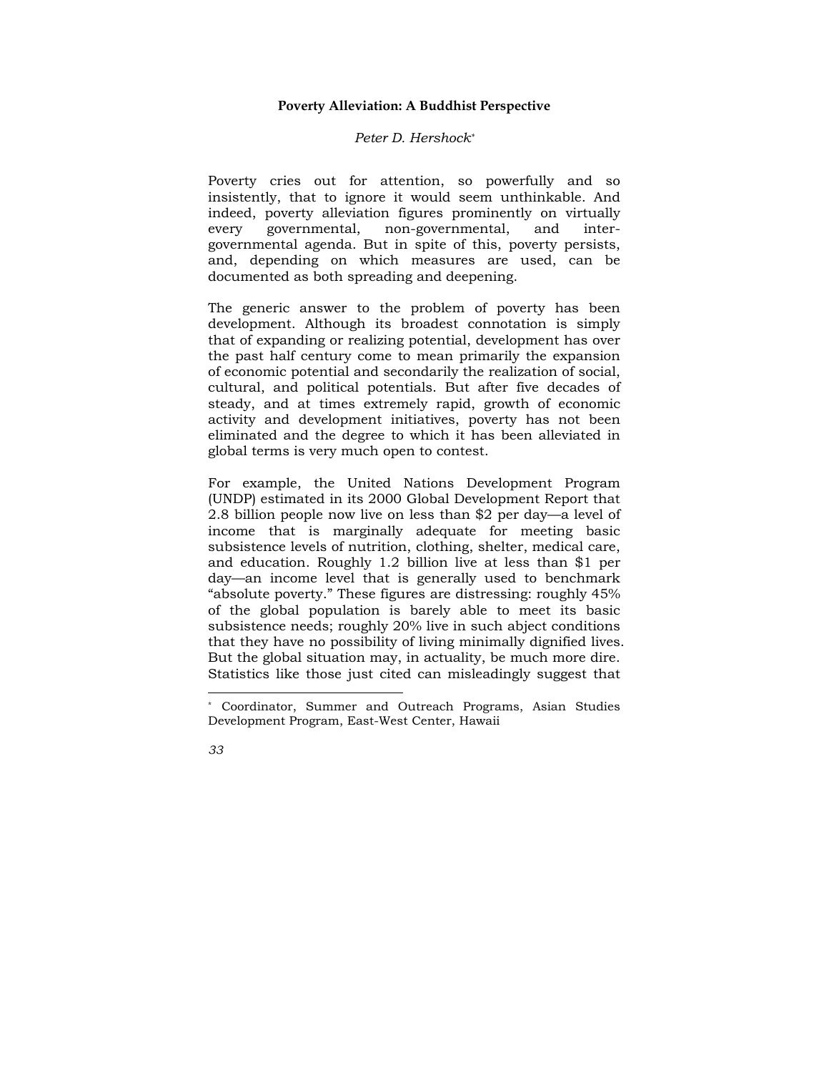# Poverty Alleviation: A Buddhist Perspective

*Peter D. Hershock*[*]

Poverty cries out for attention, so powerfully and so insistently, that to ignore it would seem unthinkable. And indeed, poverty alleviation figures prominently on virtually every governmental, non-governmental, and inter-governmental agenda. But in spite of this, poverty persists, and, depending on which measures are used, can be documented as both spreading and deepening.

The generic answer to the problem of poverty has been development. Although its broadest connotation is simply that of expanding or realizing potential, development has over the past half century come to mean primarily the expansion of economic potential and secondarily the realization of social, cultural, and political potentials. But after five decades of steady, and at times extremely rapid, growth of economic activity and development initiatives, poverty has not been eliminated and the degree to which it has been alleviated in global terms is very much open to contest.

For example, the United Nations Development Program (UNDP) estimated in its 2000 Global Development Report that 2.8 billion people now live on less than $2 per day—a level of income that is marginally adequate for meeting basic subsistence levels of nutrition, clothing, shelter, medical care, and education. Roughly 1.2 billion live at less than $1 per day—an income level that is generally used to benchmark "absolute poverty." These figures are distressing: roughly 45% of the global population is barely able to meet its basic subsistence needs; roughly 20% live in such abject conditions that they have no possibility of living minimally dignified lives. But the global situation may, in actuality, be much more dire. Statistics like those just cited can misleadingly suggest that

---

[*] Coordinator, Summer and Outreach Programs, Asian Studies Development Program, East-West Center, Hawaii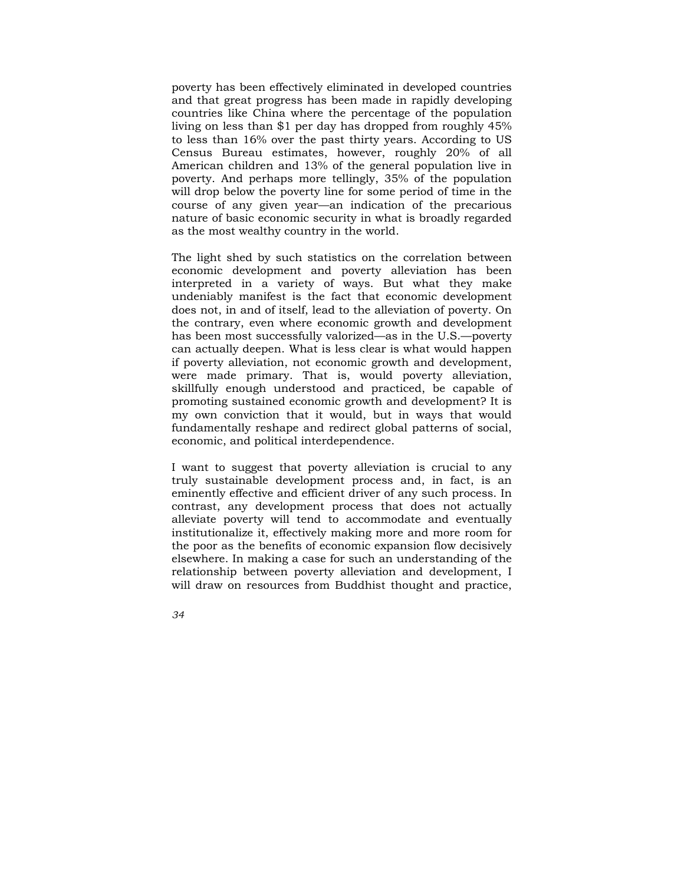poverty has been effectively eliminated in developed countries and that great progress has been made in rapidly developing countries like China where the percentage of the population living on less than $1 per day has dropped from roughly 45% to less than 16% over the past thirty years. According to US Census Bureau estimates, however, roughly 20% of all American children and 13% of the general population live in poverty. And perhaps more tellingly, 35% of the population will drop below the poverty line for some period of time in the course of any given year—an indication of the precarious nature of basic economic security in what is broadly regarded as the most wealthy country in the world.

The light shed by such statistics on the correlation between economic development and poverty alleviation has been interpreted in a variety of ways. But what they make undeniably manifest is the fact that economic development does not, in and of itself, lead to the alleviation of poverty. On the contrary, even where economic growth and development has been most successfully valorized—as in the U.S.—poverty can actually deepen. What is less clear is what would happen if poverty alleviation, not economic growth and development, were made primary. That is, would poverty alleviation, skillfully enough understood and practiced, be capable of promoting sustained economic growth and development? It is my own conviction that it would, but in ways that would fundamentally reshape and redirect global patterns of social, economic, and political interdependence.

I want to suggest that poverty alleviation is crucial to any truly sustainable development process and, in fact, is an eminently effective and efficient driver of any such process. In contrast, any development process that does not actually alleviate poverty will tend to accommodate and eventually institutionalize it, effectively making more and more room for the poor as the benefits of economic expansion flow decisively elsewhere. In making a case for such an understanding of the relationship between poverty alleviation and development, I will draw on resources from Buddhist thought and practice,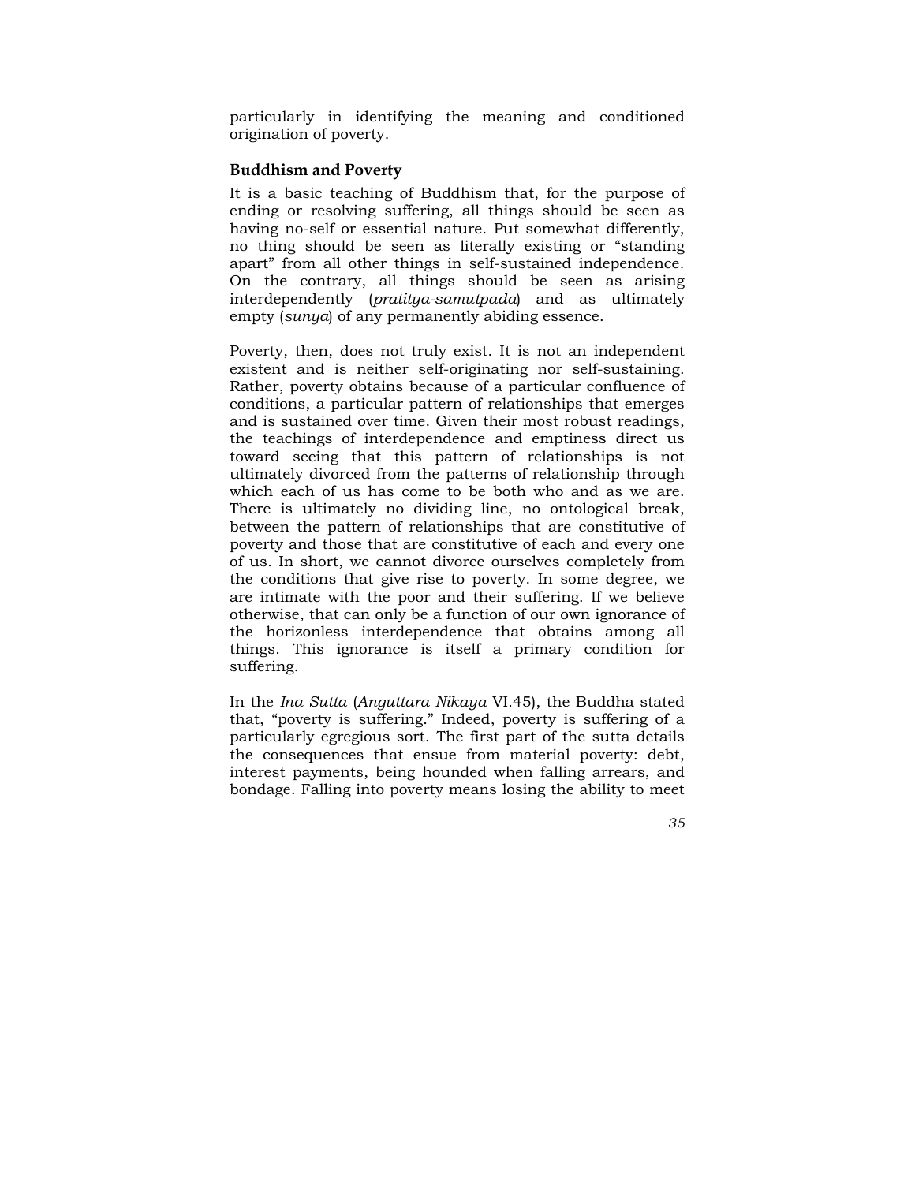particularly in identifying the meaning and conditioned origination of poverty.

## Buddhism and Poverty

It is a basic teaching of Buddhism that, for the purpose of ending or resolving suffering, all things should be seen as having no-self or essential nature. Put somewhat differently, no thing should be seen as literally existing or "standing apart" from all other things in self-sustained independence. On the contrary, all things should be seen as arising interdependently (*pratitya-samutpada*) and as ultimately empty (*sunya*) of any permanently abiding essence.

Poverty, then, does not truly exist. It is not an independent existent and is neither self-originating nor self-sustaining. Rather, poverty obtains because of a particular confluence of conditions, a particular pattern of relationships that emerges and is sustained over time. Given their most robust readings, the teachings of interdependence and emptiness direct us toward seeing that this pattern of relationships is not ultimately divorced from the patterns of relationship through which each of us has come to be both who and as we are. There is ultimately no dividing line, no ontological break, between the pattern of relationships that are constitutive of poverty and those that are constitutive of each and every one of us. In short, we cannot divorce ourselves completely from the conditions that give rise to poverty. In some degree, we are intimate with the poor and their suffering. If we believe otherwise, that can only be a function of our own ignorance of the horizonless interdependence that obtains among all things. This ignorance is itself a primary condition for suffering.

In the *Ina Sutta* (*Anguttara Nikaya* VI.45), the Buddha stated that, "poverty is suffering." Indeed, poverty is suffering of a particularly egregious sort. The first part of the sutta details the consequences that ensue from material poverty: debt, interest payments, being hounded when falling arrears, and bondage. Falling into poverty means losing the ability to meet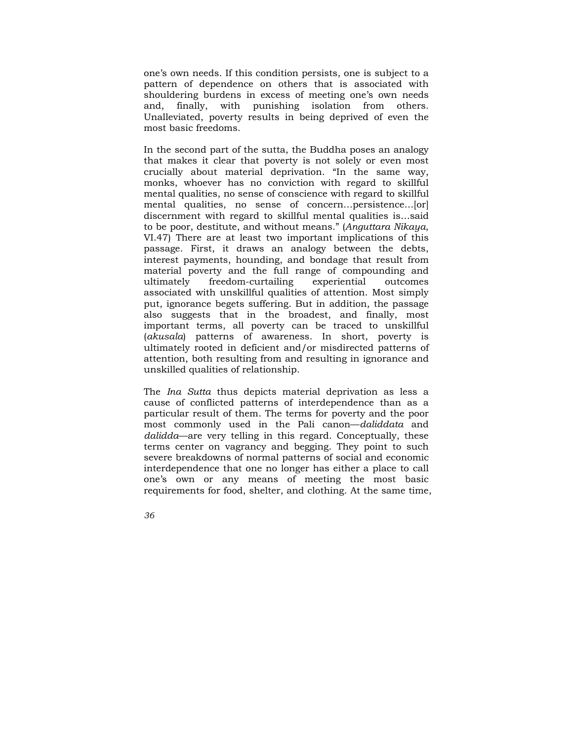one's own needs. If this condition persists, one is subject to a pattern of dependence on others that is associated with shouldering burdens in excess of meeting one's own needs and, finally, with punishing isolation from others. Unalleviated, poverty results in being deprived of even the most basic freedoms.

In the second part of the sutta, the Buddha poses an analogy that makes it clear that poverty is not solely or even most crucially about material deprivation. "In the same way, monks, whoever has no conviction with regard to skillful mental qualities, no sense of conscience with regard to skillful mental qualities, no sense of concern…persistence…[or] discernment with regard to skillful mental qualities is…said to be poor, destitute, and without means." (*Anguttara Nikaya*, VI.47) There are at least two important implications of this passage. First, it draws an analogy between the debts, interest payments, hounding, and bondage that result from material poverty and the full range of compounding and ultimately freedom-curtailing experiential outcomes associated with unskillful qualities of attention. Most simply put, ignorance begets suffering. But in addition, the passage also suggests that in the broadest, and finally, most important terms, all poverty can be traced to unskillful (*akusala*) patterns of awareness. In short, poverty is ultimately rooted in deficient and/or misdirected patterns of attention, both resulting from and resulting in ignorance and unskilled qualities of relationship.

The *Ina Sutta* thus depicts material deprivation as less a cause of conflicted patterns of interdependence than as a particular result of them. The terms for poverty and the poor most commonly used in the Pali canon—*daliddata* and *dalidda*—are very telling in this regard. Conceptually, these terms center on vagrancy and begging. They point to such severe breakdowns of normal patterns of social and economic interdependence that one no longer has either a place to call one's own or any means of meeting the most basic requirements for food, shelter, and clothing. At the same time,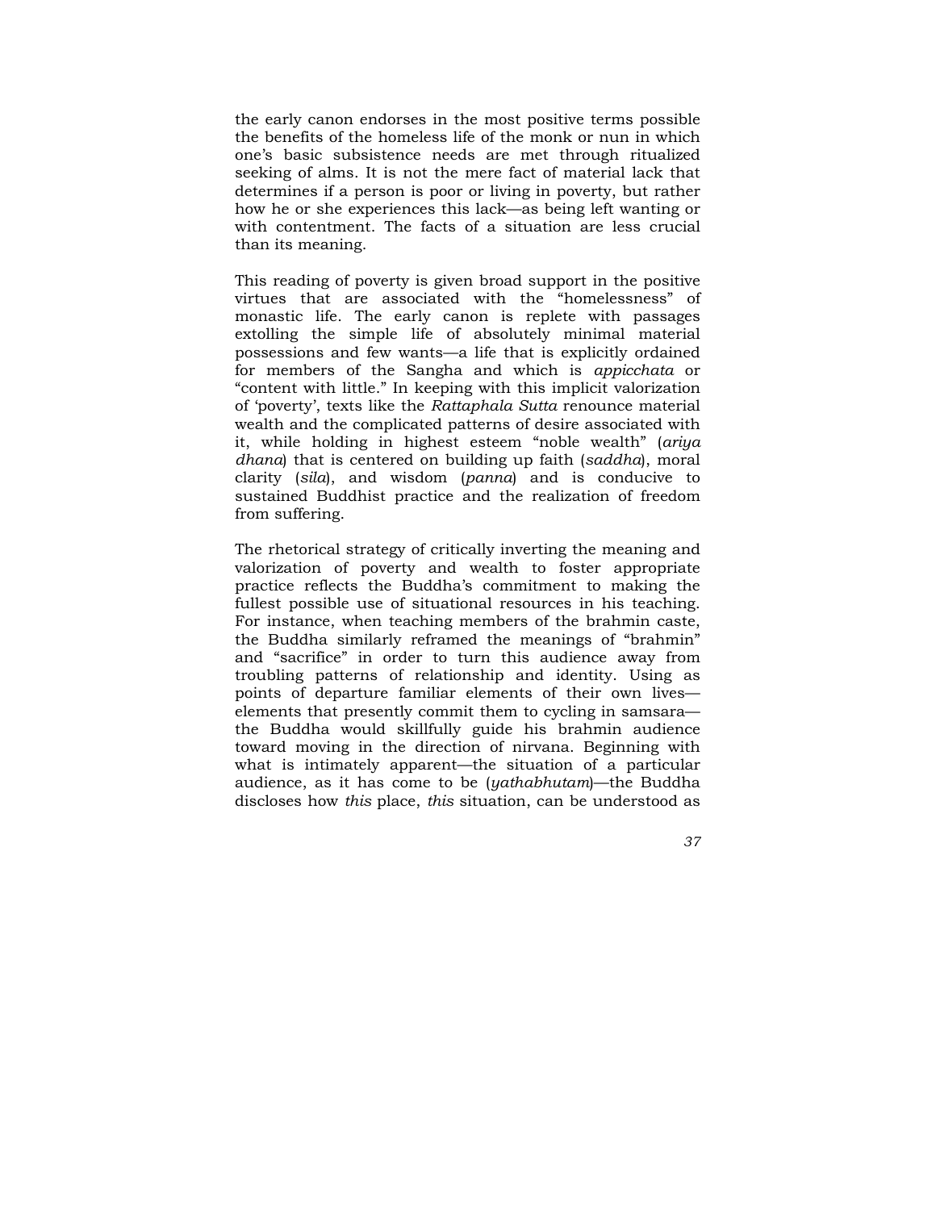the early canon endorses in the most positive terms possible the benefits of the homeless life of the monk or nun in which one's basic subsistence needs are met through ritualized seeking of alms. It is not the mere fact of material lack that determines if a person is poor or living in poverty, but rather how he or she experiences this lack—as being left wanting or with contentment. The facts of a situation are less crucial than its meaning.

This reading of poverty is given broad support in the positive virtues that are associated with the "homelessness" of monastic life. The early canon is replete with passages extolling the simple life of absolutely minimal material possessions and few wants—a life that is explicitly ordained for members of the Sangha and which is *appicchata* or "content with little." In keeping with this implicit valorization of 'poverty', texts like the *Rattaphala Sutta* renounce material wealth and the complicated patterns of desire associated with it, while holding in highest esteem "noble wealth" (*ariya dhana*) that is centered on building up faith (*saddha*), moral clarity (*sila*), and wisdom (*panna*) and is conducive to sustained Buddhist practice and the realization of freedom from suffering.

The rhetorical strategy of critically inverting the meaning and valorization of poverty and wealth to foster appropriate practice reflects the Buddha's commitment to making the fullest possible use of situational resources in his teaching. For instance, when teaching members of the brahmin caste, the Buddha similarly reframed the meanings of "brahmin" and "sacrifice" in order to turn this audience away from troubling patterns of relationship and identity. Using as points of departure familiar elements of their own lives—elements that presently commit them to cycling in samsara—the Buddha would skillfully guide his brahmin audience toward moving in the direction of nirvana. Beginning with what is intimately apparent—the situation of a particular audience, as it has come to be (*yathabhutam*)—the Buddha discloses how *this* place, *this* situation, can be understood as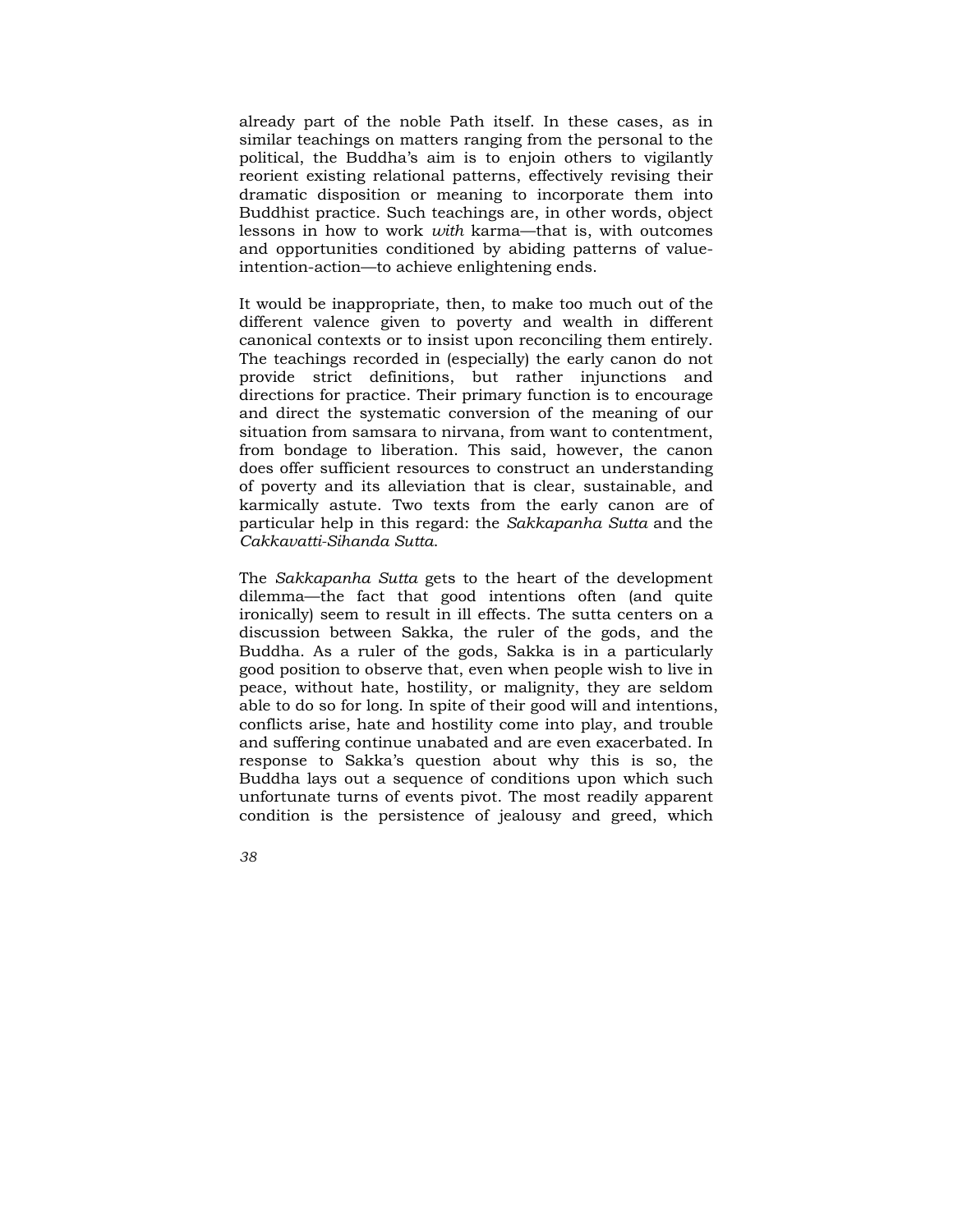already part of the noble Path itself. In these cases, as in similar teachings on matters ranging from the personal to the political, the Buddha's aim is to enjoin others to vigilantly reorient existing relational patterns, effectively revising their dramatic disposition or meaning to incorporate them into Buddhist practice. Such teachings are, in other words, object lessons in how to work *with* karma—that is, with outcomes and opportunities conditioned by abiding patterns of value-intention-action—to achieve enlightening ends.

It would be inappropriate, then, to make too much out of the different valence given to poverty and wealth in different canonical contexts or to insist upon reconciling them entirely. The teachings recorded in (especially) the early canon do not provide strict definitions, but rather injunctions and directions for practice. Their primary function is to encourage and direct the systematic conversion of the meaning of our situation from samsara to nirvana, from want to contentment, from bondage to liberation. This said, however, the canon does offer sufficient resources to construct an understanding of poverty and its alleviation that is clear, sustainable, and karmically astute. Two texts from the early canon are of particular help in this regard: the *Sakkapanha Sutta* and the *Cakkavatti-Sihanda Sutta*.

The *Sakkapanha Sutta* gets to the heart of the development dilemma—the fact that good intentions often (and quite ironically) seem to result in ill effects. The sutta centers on a discussion between Sakka, the ruler of the gods, and the Buddha. As a ruler of the gods, Sakka is in a particularly good position to observe that, even when people wish to live in peace, without hate, hostility, or malignity, they are seldom able to do so for long. In spite of their good will and intentions, conflicts arise, hate and hostility come into play, and trouble and suffering continue unabated and are even exacerbated. In response to Sakka's question about why this is so, the Buddha lays out a sequence of conditions upon which such unfortunate turns of events pivot. The most readily apparent condition is the persistence of jealousy and greed, which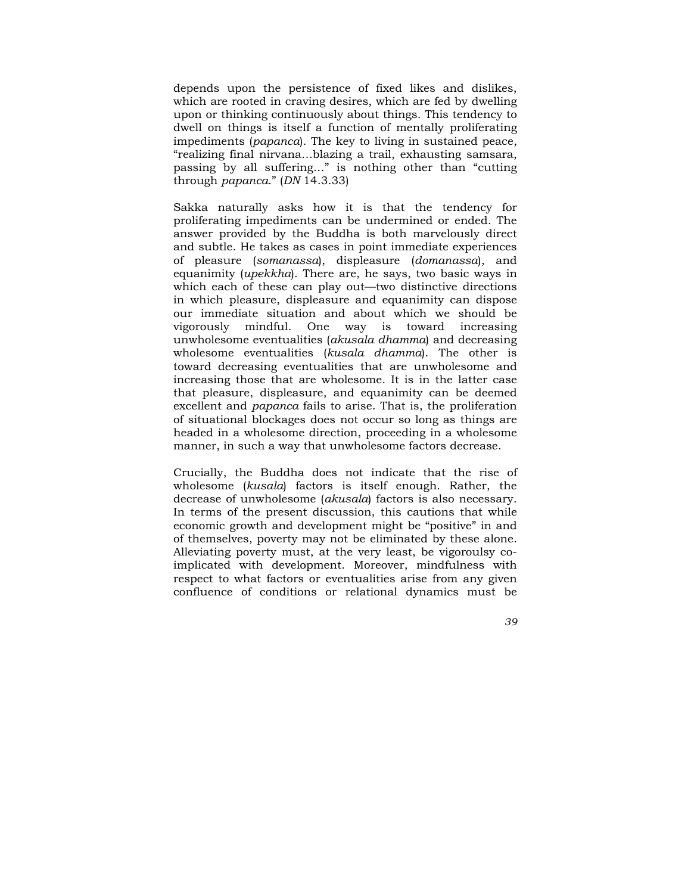depends upon the persistence of fixed likes and dislikes, which are rooted in craving desires, which are fed by dwelling upon or thinking continuously about things. This tendency to dwell on things is itself a function of mentally proliferating impediments (*papanca*). The key to living in sustained peace, "realizing final nirvana…blazing a trail, exhausting samsara, passing by all suffering…" is nothing other than "cutting through *papanca*." (*DN* 14.3.33)

Sakka naturally asks how it is that the tendency for proliferating impediments can be undermined or ended. The answer provided by the Buddha is both marvelously direct and subtle. He takes as cases in point immediate experiences of pleasure (*somanassa*), displeasure (*domanassa*), and equanimity (*upekkha*). There are, he says, two basic ways in which each of these can play out—two distinctive directions in which pleasure, displeasure and equanimity can dispose our immediate situation and about which we should be vigorously mindful. One way is toward increasing unwholesome eventualities (*akusala dhamma*) and decreasing wholesome eventualities (*kusala dhamma*). The other is toward decreasing eventualities that are unwholesome and increasing those that are wholesome. It is in the latter case that pleasure, displeasure, and equanimity can be deemed excellent and *papanca* fails to arise. That is, the proliferation of situational blockages does not occur so long as things are headed in a wholesome direction, proceeding in a wholesome manner, in such a way that unwholesome factors decrease.

Crucially, the Buddha does not indicate that the rise of wholesome (*kusala*) factors is itself enough. Rather, the decrease of unwholesome (*akusala*) factors is also necessary. In terms of the present discussion, this cautions that while economic growth and development might be "positive" in and of themselves, poverty may not be eliminated by these alone. Alleviating poverty must, at the very least, be vigoroulsy co-implicated with development. Moreover, mindfulness with respect to what factors or eventualities arise from any given confluence of conditions or relational dynamics must be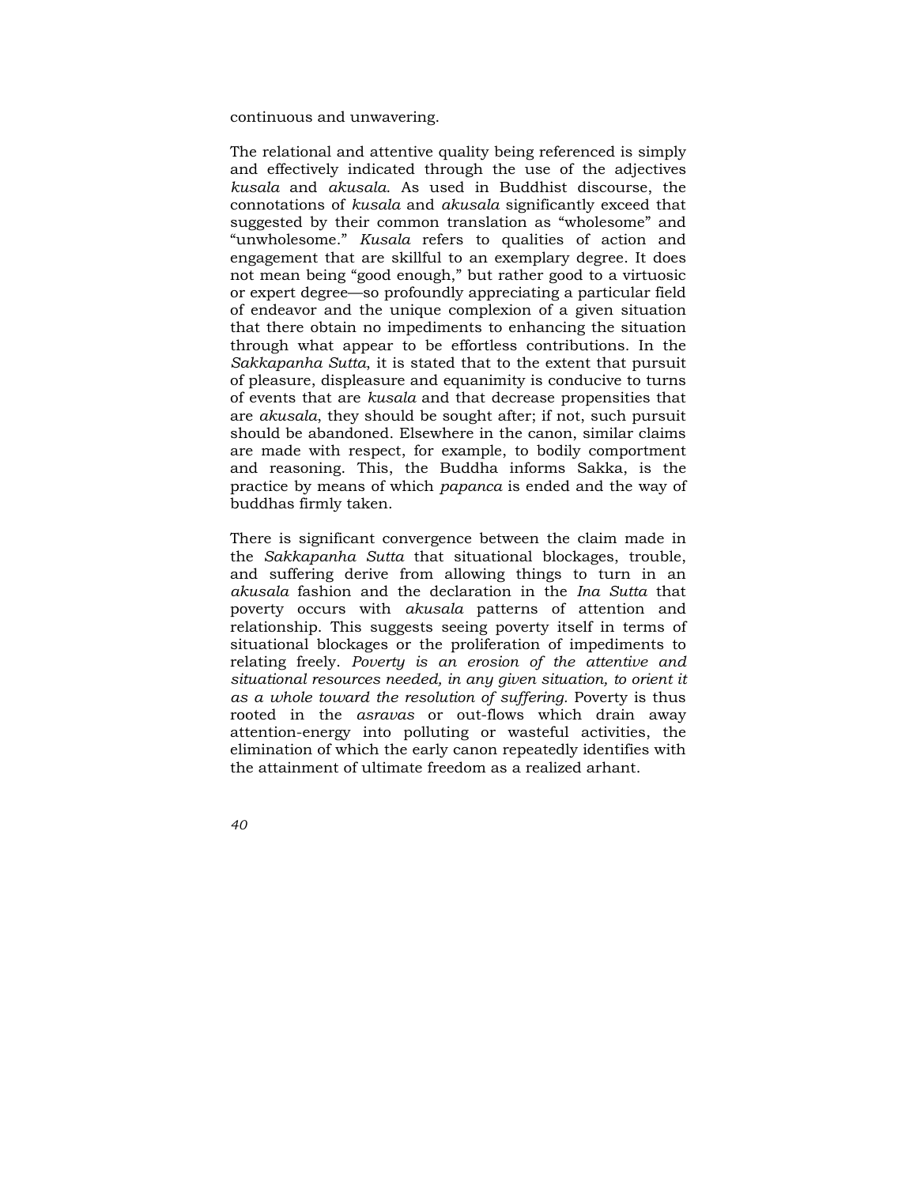continuous and unwavering.

The relational and attentive quality being referenced is simply and effectively indicated through the use of the adjectives *kusala* and *akusala*. As used in Buddhist discourse, the connotations of *kusala* and *akusala* significantly exceed that suggested by their common translation as “wholesome” and “unwholesome.” *Kusala* refers to qualities of action and engagement that are skillful to an exemplary degree. It does not mean being “good enough,” but rather good to a virtuosic or expert degree—so profoundly appreciating a particular field of endeavor and the unique complexion of a given situation that there obtain no impediments to enhancing the situation through what appear to be effortless contributions. In the *Sakkapanha Sutta*, it is stated that to the extent that pursuit of pleasure, displeasure and equanimity is conducive to turns of events that are *kusala* and that decrease propensities that are *akusala*, they should be sought after; if not, such pursuit should be abandoned. Elsewhere in the canon, similar claims are made with respect, for example, to bodily comportment and reasoning. This, the Buddha informs Sakka, is the practice by means of which *papanca* is ended and the way of buddhas firmly taken.

There is significant convergence between the claim made in the *Sakkapanha Sutta* that situational blockages, trouble, and suffering derive from allowing things to turn in an *akusala* fashion and the declaration in the *Ina Sutta* that poverty occurs with *akusala* patterns of attention and relationship. This suggests seeing poverty itself in terms of situational blockages or the proliferation of impediments to relating freely. *Poverty is an erosion of the attentive and situational resources needed, in any given situation, to orient it as a whole toward the resolution of suffering.* Poverty is thus rooted in the *asravas* or out-flows which drain away attention-energy into polluting or wasteful activities, the elimination of which the early canon repeatedly identifies with the attainment of ultimate freedom as a realized arhant.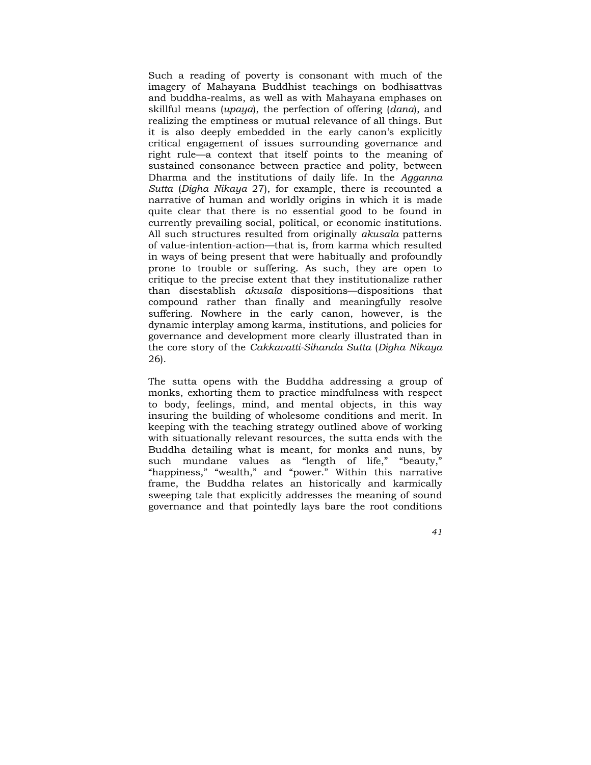Such a reading of poverty is consonant with much of the imagery of Mahayana Buddhist teachings on bodhisattvas and buddha-realms, as well as with Mahayana emphases on skillful means (*upaya*), the perfection of offering (*dana*), and realizing the emptiness or mutual relevance of all things. But it is also deeply embedded in the early canon's explicitly critical engagement of issues surrounding governance and right rule—a context that itself points to the meaning of sustained consonance between practice and polity, between Dharma and the institutions of daily life. In the *Agganna Sutta* (*Digha Nikaya* 27), for example, there is recounted a narrative of human and worldly origins in which it is made quite clear that there is no essential good to be found in currently prevailing social, political, or economic institutions. All such structures resulted from originally *akusala* patterns of value-intention-action—that is, from karma which resulted in ways of being present that were habitually and profoundly prone to trouble or suffering. As such, they are open to critique to the precise extent that they institutionalize rather than disestablish *akusala* dispositions—dispositions that compound rather than finally and meaningfully resolve suffering. Nowhere in the early canon, however, is the dynamic interplay among karma, institutions, and policies for governance and development more clearly illustrated than in the core story of the *Cakkavatti-Sihanda Sutta* (*Digha Nikaya* 26).

The sutta opens with the Buddha addressing a group of monks, exhorting them to practice mindfulness with respect to body, feelings, mind, and mental objects, in this way insuring the building of wholesome conditions and merit. In keeping with the teaching strategy outlined above of working with situationally relevant resources, the sutta ends with the Buddha detailing what is meant, for monks and nuns, by such mundane values as "length of life," "beauty," "happiness," "wealth," and "power." Within this narrative frame, the Buddha relates an historically and karmically sweeping tale that explicitly addresses the meaning of sound governance and that pointedly lays bare the root conditions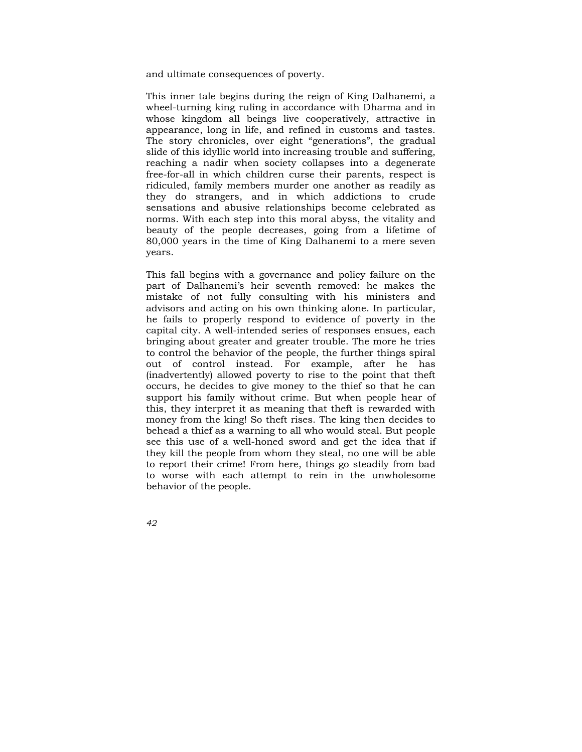and ultimate consequences of poverty.

This inner tale begins during the reign of King Dalhanemi, a wheel-turning king ruling in accordance with Dharma and in whose kingdom all beings live cooperatively, attractive in appearance, long in life, and refined in customs and tastes. The story chronicles, over eight "generations", the gradual slide of this idyllic world into increasing trouble and suffering, reaching a nadir when society collapses into a degenerate free-for-all in which children curse their parents, respect is ridiculed, family members murder one another as readily as they do strangers, and in which addictions to crude sensations and abusive relationships become celebrated as norms. With each step into this moral abyss, the vitality and beauty of the people decreases, going from a lifetime of 80,000 years in the time of King Dalhanemi to a mere seven years.

This fall begins with a governance and policy failure on the part of Dalhanemi's heir seventh removed: he makes the mistake of not fully consulting with his ministers and advisors and acting on his own thinking alone. In particular, he fails to properly respond to evidence of poverty in the capital city. A well-intended series of responses ensues, each bringing about greater and greater trouble. The more he tries to control the behavior of the people, the further things spiral out of control instead. For example, after he has (inadvertently) allowed poverty to rise to the point that theft occurs, he decides to give money to the thief so that he can support his family without crime. But when people hear of this, they interpret it as meaning that theft is rewarded with money from the king! So theft rises. The king then decides to behead a thief as a warning to all who would steal. But people see this use of a well-honed sword and get the idea that if they kill the people from whom they steal, no one will be able to report their crime! From here, things go steadily from bad to worse with each attempt to rein in the unwholesome behavior of the people.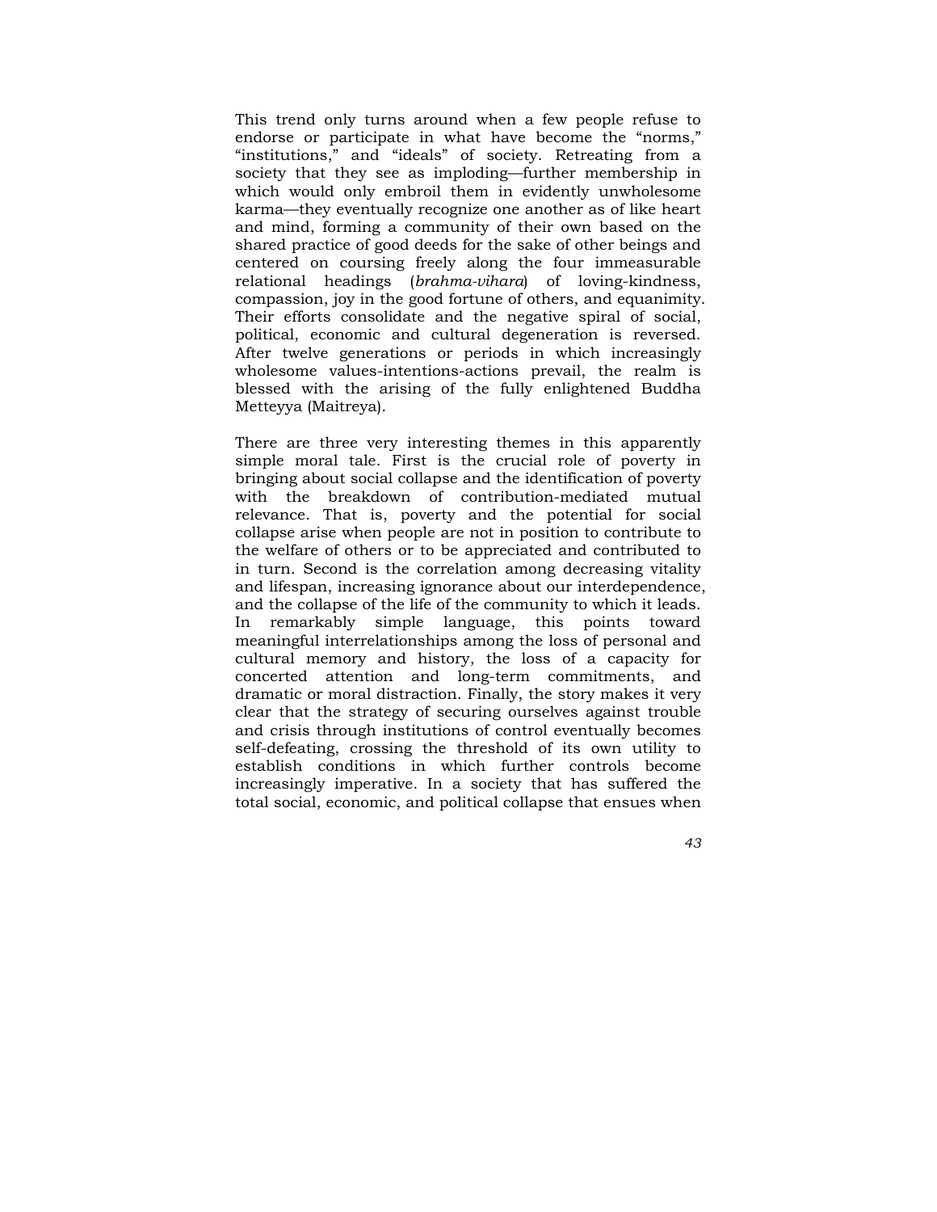This trend only turns around when a few people refuse to endorse or participate in what have become the “norms,” “institutions,” and “ideals” of society. Retreating from a society that they see as imploding—further membership in which would only embroil them in evidently unwholesome karma—they eventually recognize one another as of like heart and mind, forming a community of their own based on the shared practice of good deeds for the sake of other beings and centered on coursing freely along the four immeasurable relational headings (*brahma-vihara*) of loving-kindness, compassion, joy in the good fortune of others, and equanimity. Their efforts consolidate and the negative spiral of social, political, economic and cultural degeneration is reversed. After twelve generations or periods in which increasingly wholesome values-intentions-actions prevail, the realm is blessed with the arising of the fully enlightened Buddha Metteyya (Maitreya).

There are three very interesting themes in this apparently simple moral tale. First is the crucial role of poverty in bringing about social collapse and the identification of poverty with the breakdown of contribution-mediated mutual relevance. That is, poverty and the potential for social collapse arise when people are not in position to contribute to the welfare of others or to be appreciated and contributed to in turn. Second is the correlation among decreasing vitality and lifespan, increasing ignorance about our interdependence, and the collapse of the life of the community to which it leads. In remarkably simple language, this points toward meaningful interrelationships among the loss of personal and cultural memory and history, the loss of a capacity for concerted attention and long-term commitments, and dramatic or moral distraction. Finally, the story makes it very clear that the strategy of securing ourselves against trouble and crisis through institutions of control eventually becomes self-defeating, crossing the threshold of its own utility to establish conditions in which further controls become increasingly imperative. In a society that has suffered the total social, economic, and political collapse that ensues when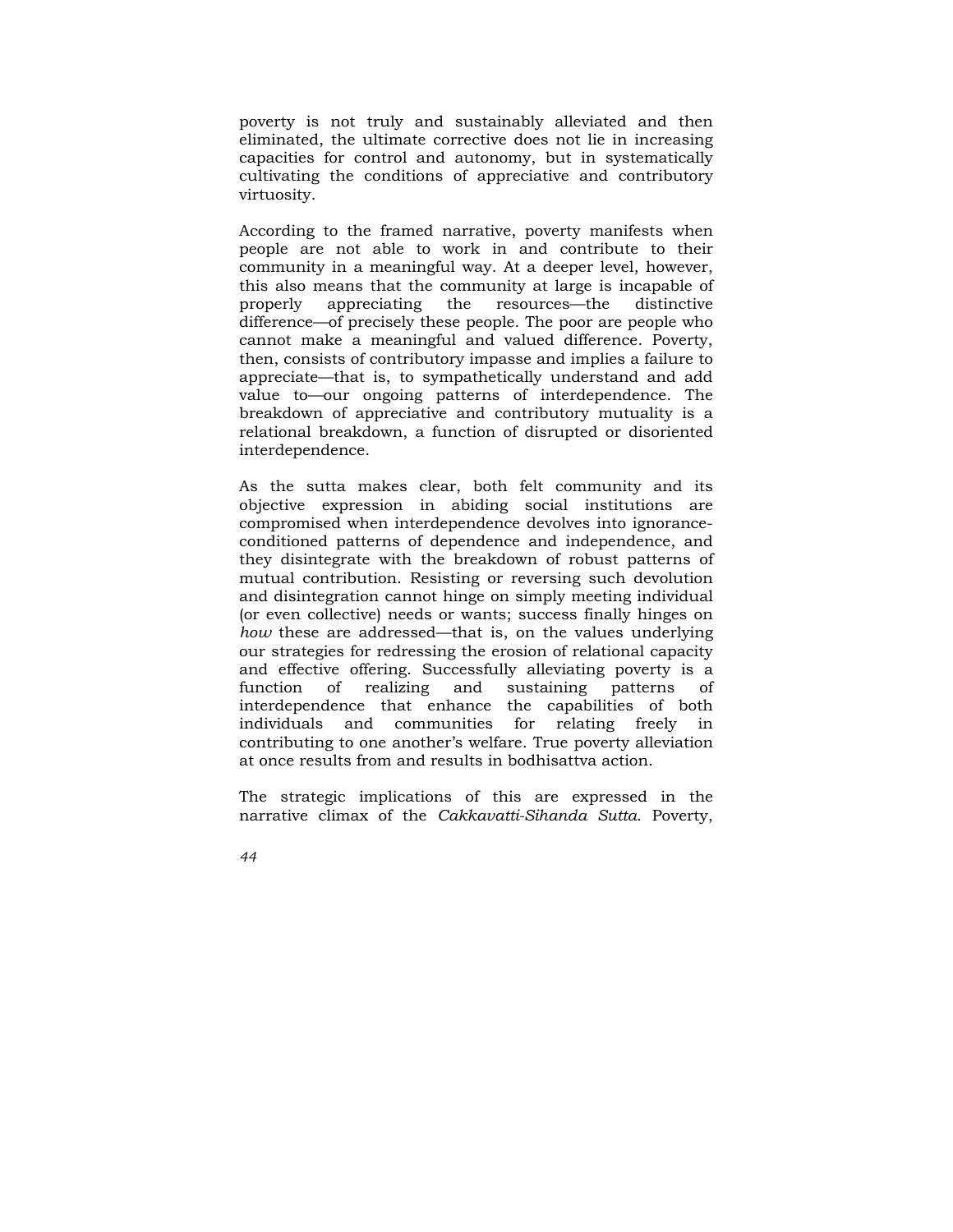poverty is not truly and sustainably alleviated and then eliminated, the ultimate corrective does not lie in increasing capacities for control and autonomy, but in systematically cultivating the conditions of appreciative and contributory virtuosity.

According to the framed narrative, poverty manifests when people are not able to work in and contribute to their community in a meaningful way. At a deeper level, however, this also means that the community at large is incapable of properly appreciating the resources—the distinctive difference—of precisely these people. The poor are people who cannot make a meaningful and valued difference. Poverty, then, consists of contributory impasse and implies a failure to appreciate—that is, to sympathetically understand and add value to—our ongoing patterns of interdependence. The breakdown of appreciative and contributory mutuality is a relational breakdown, a function of disrupted or disoriented interdependence.

As the sutta makes clear, both felt community and its objective expression in abiding social institutions are compromised when interdependence devolves into ignorance-conditioned patterns of dependence and independence, and they disintegrate with the breakdown of robust patterns of mutual contribution. Resisting or reversing such devolution and disintegration cannot hinge on simply meeting individual (or even collective) needs or wants; success finally hinges on *how* these are addressed—that is, on the values underlying our strategies for redressing the erosion of relational capacity and effective offering. Successfully alleviating poverty is a function of realizing and sustaining patterns of interdependence that enhance the capabilities of both individuals and communities for relating freely in contributing to one another's welfare. True poverty alleviation at once results from and results in bodhisattva action.

The strategic implications of this are expressed in the narrative climax of the *Cakkavatti-Sihanda Sutta*. Poverty,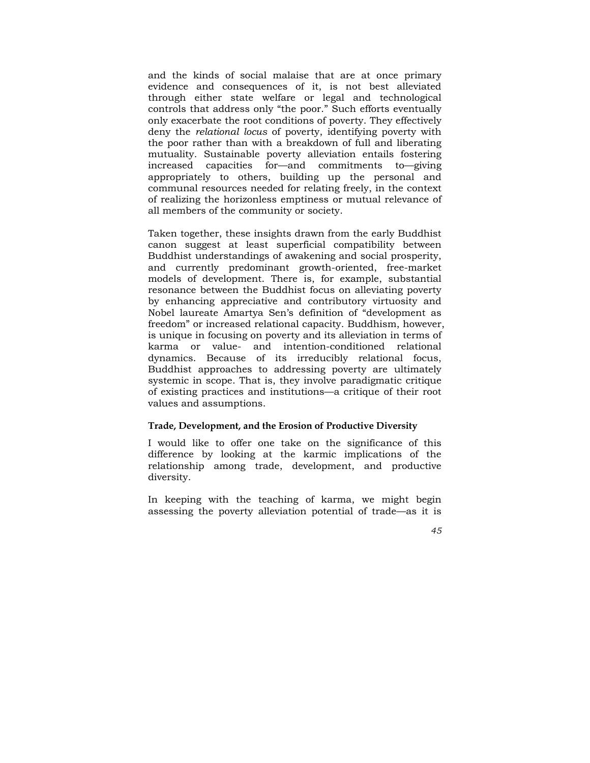and the kinds of social malaise that are at once primary evidence and consequences of it, is not best alleviated through either state welfare or legal and technological controls that address only "the poor." Such efforts eventually only exacerbate the root conditions of poverty. They effectively deny the *relational locus* of poverty, identifying poverty with the poor rather than with a breakdown of full and liberating mutuality. Sustainable poverty alleviation entails fostering increased capacities for—and commitments to—giving appropriately to others, building up the personal and communal resources needed for relating freely, in the context of realizing the horizonless emptiness or mutual relevance of all members of the community or society.

Taken together, these insights drawn from the early Buddhist canon suggest at least superficial compatibility between Buddhist understandings of awakening and social prosperity, and currently predominant growth-oriented, free-market models of development. There is, for example, substantial resonance between the Buddhist focus on alleviating poverty by enhancing appreciative and contributory virtuosity and Nobel laureate Amartya Sen's definition of "development as freedom" or increased relational capacity. Buddhism, however, is unique in focusing on poverty and its alleviation in terms of karma or value- and intention-conditioned relational dynamics. Because of its irreducibly relational focus, Buddhist approaches to addressing poverty are ultimately systemic in scope. That is, they involve paradigmatic critique of existing practices and institutions—a critique of their root values and assumptions.

### Trade, Development, and the Erosion of Productive Diversity

I would like to offer one take on the significance of this difference by looking at the karmic implications of the relationship among trade, development, and productive diversity.

In keeping with the teaching of karma, we might begin assessing the poverty alleviation potential of trade—as it is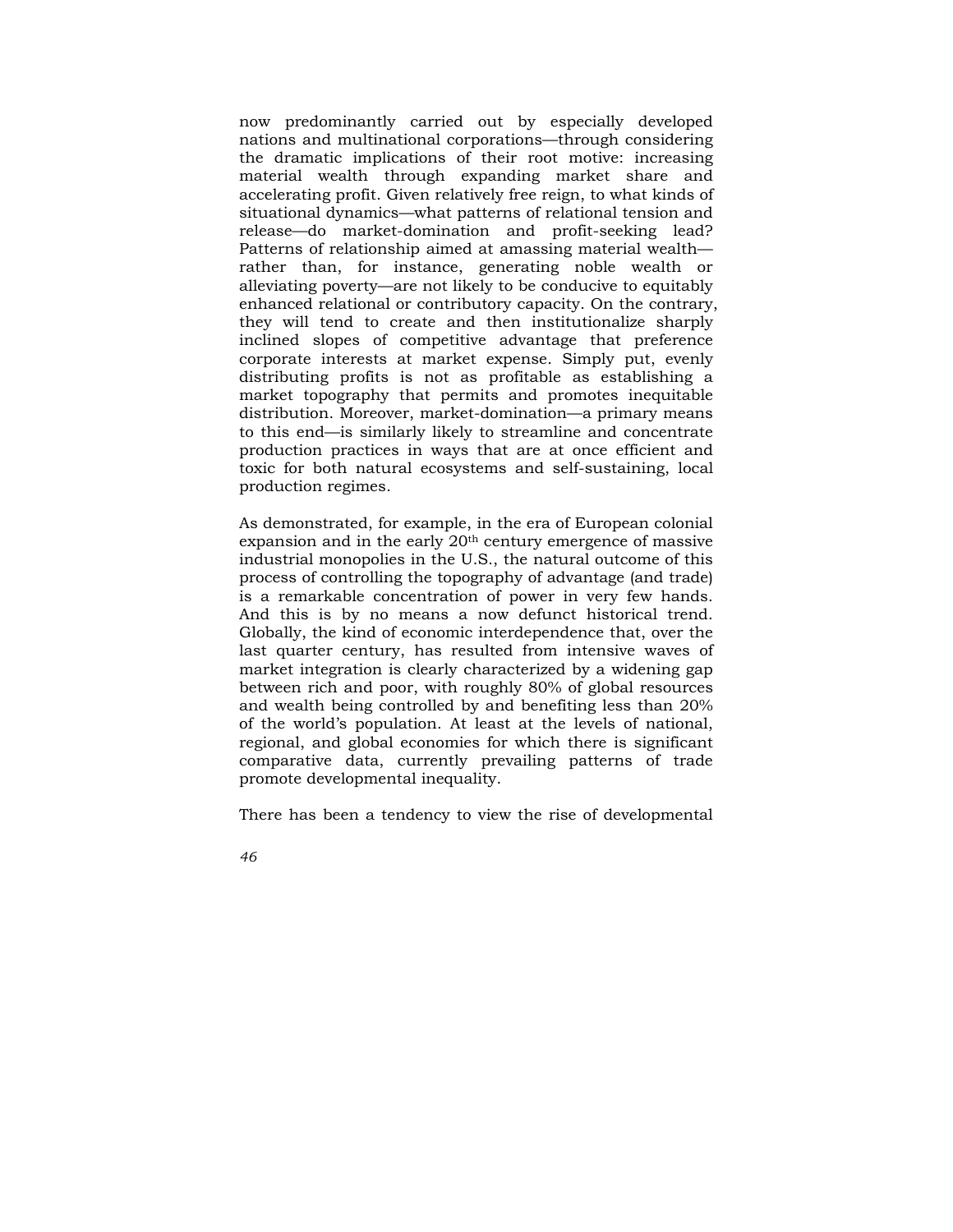now predominantly carried out by especially developed nations and multinational corporations—through considering the dramatic implications of their root motive: increasing material wealth through expanding market share and accelerating profit. Given relatively free reign, to what kinds of situational dynamics—what patterns of relational tension and release—do market-domination and profit-seeking lead? Patterns of relationship aimed at amassing material wealth—rather than, for instance, generating noble wealth or alleviating poverty—are not likely to be conducive to equitably enhanced relational or contributory capacity. On the contrary, they will tend to create and then institutionalize sharply inclined slopes of competitive advantage that preference corporate interests at market expense. Simply put, evenly distributing profits is not as profitable as establishing a market topography that permits and promotes inequitable distribution. Moreover, market-domination—a primary means to this end—is similarly likely to streamline and concentrate production practices in ways that are at once efficient and toxic for both natural ecosystems and self-sustaining, local production regimes.

As demonstrated, for example, in the era of European colonial expansion and in the early 20th century emergence of massive industrial monopolies in the U.S., the natural outcome of this process of controlling the topography of advantage (and trade) is a remarkable concentration of power in very few hands. And this is by no means a now defunct historical trend. Globally, the kind of economic interdependence that, over the last quarter century, has resulted from intensive waves of market integration is clearly characterized by a widening gap between rich and poor, with roughly 80% of global resources and wealth being controlled by and benefiting less than 20% of the world's population. At least at the levels of national, regional, and global economies for which there is significant comparative data, currently prevailing patterns of trade promote developmental inequality.

There has been a tendency to view the rise of developmental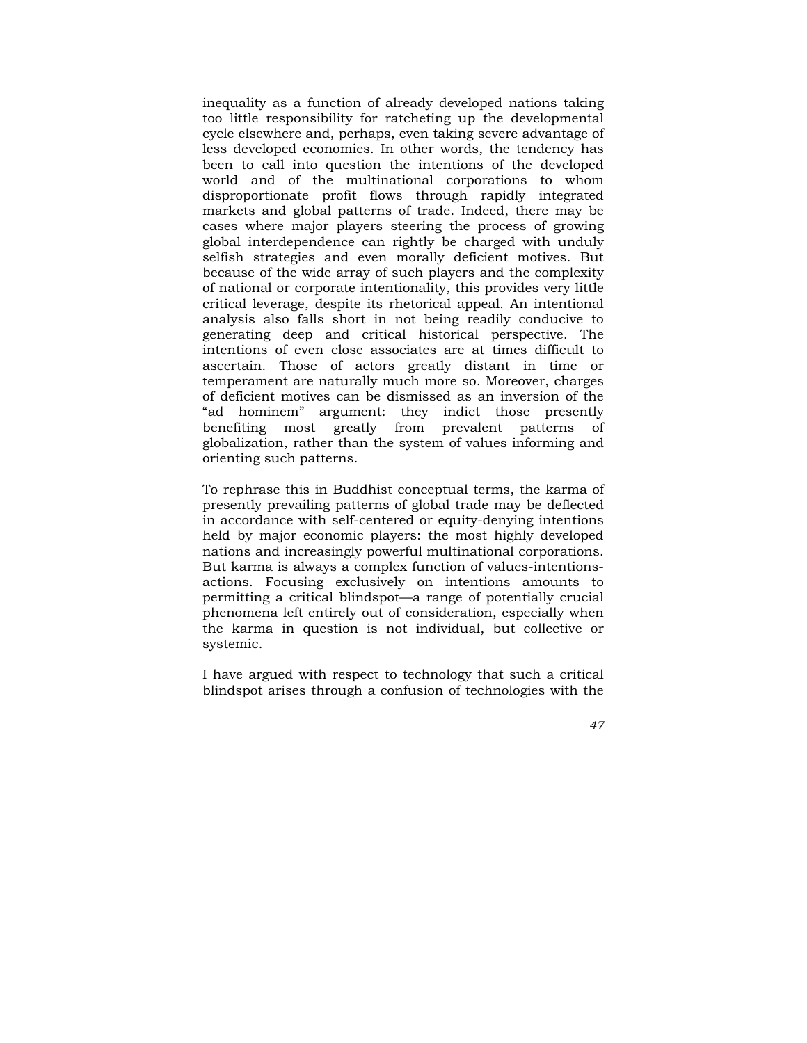inequality as a function of already developed nations taking too little responsibility for ratcheting up the developmental cycle elsewhere and, perhaps, even taking severe advantage of less developed economies. In other words, the tendency has been to call into question the intentions of the developed world and of the multinational corporations to whom disproportionate profit flows through rapidly integrated markets and global patterns of trade. Indeed, there may be cases where major players steering the process of growing global interdependence can rightly be charged with unduly selfish strategies and even morally deficient motives. But because of the wide array of such players and the complexity of national or corporate intentionality, this provides very little critical leverage, despite its rhetorical appeal. An intentional analysis also falls short in not being readily conducive to generating deep and critical historical perspective. The intentions of even close associates are at times difficult to ascertain. Those of actors greatly distant in time or temperament are naturally much more so. Moreover, charges of deficient motives can be dismissed as an inversion of the "ad hominem" argument: they indict those presently benefiting most greatly from prevalent patterns of globalization, rather than the system of values informing and orienting such patterns.

To rephrase this in Buddhist conceptual terms, the karma of presently prevailing patterns of global trade may be deflected in accordance with self-centered or equity-denying intentions held by major economic players: the most highly developed nations and increasingly powerful multinational corporations. But karma is always a complex function of values-intentions-actions. Focusing exclusively on intentions amounts to permitting a critical blindspot—a range of potentially crucial phenomena left entirely out of consideration, especially when the karma in question is not individual, but collective or systemic.

I have argued with respect to technology that such a critical blindspot arises through a confusion of technologies with the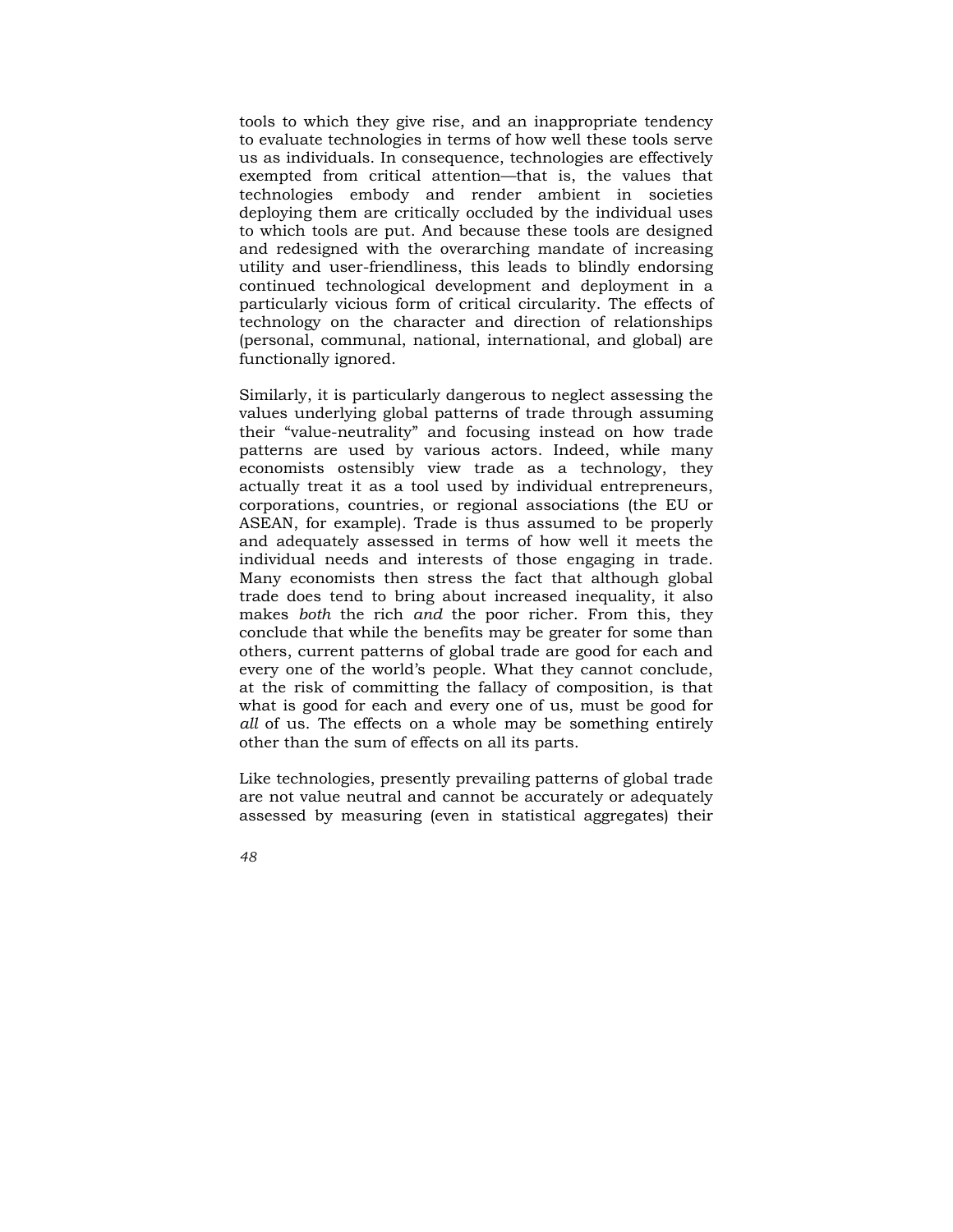tools to which they give rise, and an inappropriate tendency to evaluate technologies in terms of how well these tools serve us as individuals. In consequence, technologies are effectively exempted from critical attention—that is, the values that technologies embody and render ambient in societies deploying them are critically occluded by the individual uses to which tools are put. And because these tools are designed and redesigned with the overarching mandate of increasing utility and user-friendliness, this leads to blindly endorsing continued technological development and deployment in a particularly vicious form of critical circularity. The effects of technology on the character and direction of relationships (personal, communal, national, international, and global) are functionally ignored.

Similarly, it is particularly dangerous to neglect assessing the values underlying global patterns of trade through assuming their "value-neutrality" and focusing instead on how trade patterns are used by various actors. Indeed, while many economists ostensibly view trade as a technology, they actually treat it as a tool used by individual entrepreneurs, corporations, countries, or regional associations (the EU or ASEAN, for example). Trade is thus assumed to be properly and adequately assessed in terms of how well it meets the individual needs and interests of those engaging in trade. Many economists then stress the fact that although global trade does tend to bring about increased inequality, it also makes *both* the rich *and* the poor richer. From this, they conclude that while the benefits may be greater for some than others, current patterns of global trade are good for each and every one of the world's people. What they cannot conclude, at the risk of committing the fallacy of composition, is that what is good for each and every one of us, must be good for *all* of us. The effects on a whole may be something entirely other than the sum of effects on all its parts.

Like technologies, presently prevailing patterns of global trade are not value neutral and cannot be accurately or adequately assessed by measuring (even in statistical aggregates) their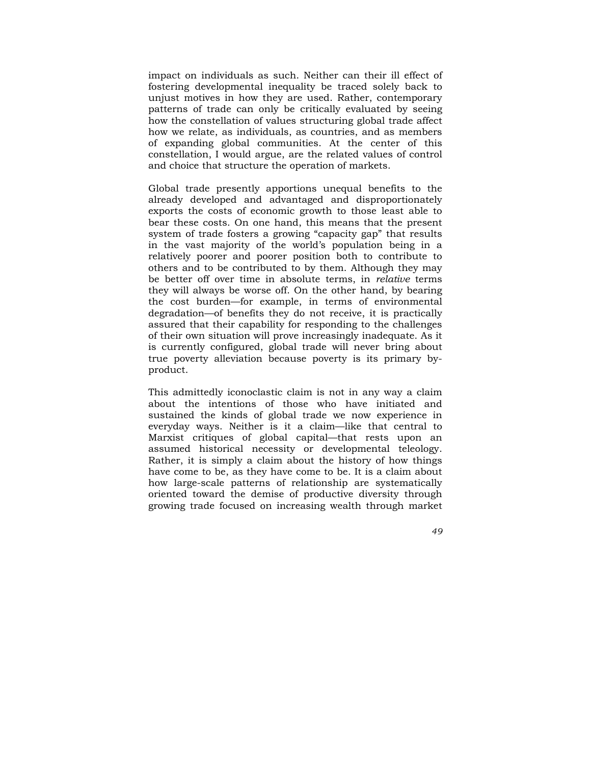impact on individuals as such. Neither can their ill effect of fostering developmental inequality be traced solely back to unjust motives in how they are used. Rather, contemporary patterns of trade can only be critically evaluated by seeing how the constellation of values structuring global trade affect how we relate, as individuals, as countries, and as members of expanding global communities. At the center of this constellation, I would argue, are the related values of control and choice that structure the operation of markets.

Global trade presently apportions unequal benefits to the already developed and advantaged and disproportionately exports the costs of economic growth to those least able to bear these costs. On one hand, this means that the present system of trade fosters a growing "capacity gap" that results in the vast majority of the world's population being in a relatively poorer and poorer position both to contribute to others and to be contributed to by them. Although they may be better off over time in absolute terms, in *relative* terms they will always be worse off. On the other hand, by bearing the cost burden—for example, in terms of environmental degradation—of benefits they do not receive, it is practically assured that their capability for responding to the challenges of their own situation will prove increasingly inadequate. As it is currently configured, global trade will never bring about true poverty alleviation because poverty is its primary by-product.

This admittedly iconoclastic claim is not in any way a claim about the intentions of those who have initiated and sustained the kinds of global trade we now experience in everyday ways. Neither is it a claim—like that central to Marxist critiques of global capital—that rests upon an assumed historical necessity or developmental teleology. Rather, it is simply a claim about the history of how things have come to be, as they have come to be. It is a claim about how large-scale patterns of relationship are systematically oriented toward the demise of productive diversity through growing trade focused on increasing wealth through market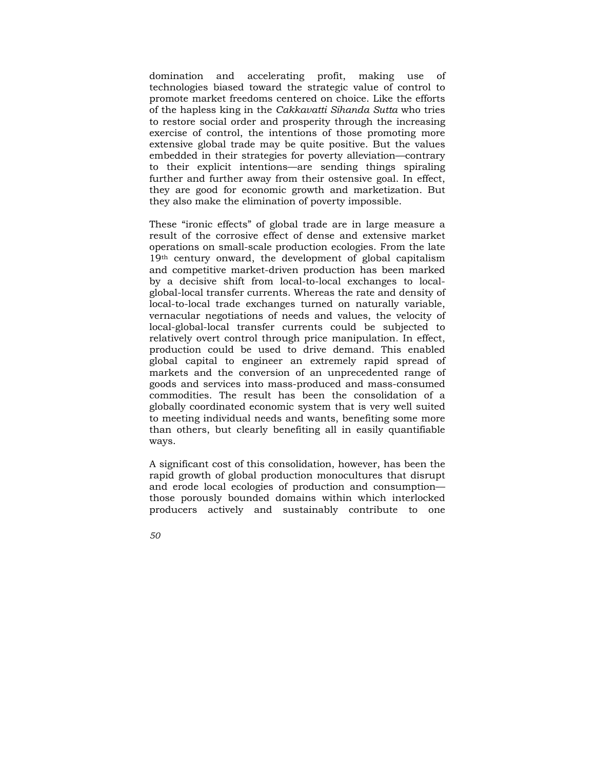domination and accelerating profit, making use of technologies biased toward the strategic value of control to promote market freedoms centered on choice. Like the efforts of the hapless king in the *Cakkavatti Sihanda Sutta* who tries to restore social order and prosperity through the increasing exercise of control, the intentions of those promoting more extensive global trade may be quite positive. But the values embedded in their strategies for poverty alleviation—contrary to their explicit intentions—are sending things spiraling further and further away from their ostensive goal. In effect, they are good for economic growth and marketization. But they also make the elimination of poverty impossible.

These "ironic effects" of global trade are in large measure a result of the corrosive effect of dense and extensive market operations on small-scale production ecologies. From the late 19th century onward, the development of global capitalism and competitive market-driven production has been marked by a decisive shift from local-to-local exchanges to local-global-local transfer currents. Whereas the rate and density of local-to-local trade exchanges turned on naturally variable, vernacular negotiations of needs and values, the velocity of local-global-local transfer currents could be subjected to relatively overt control through price manipulation. In effect, production could be used to drive demand. This enabled global capital to engineer an extremely rapid spread of markets and the conversion of an unprecedented range of goods and services into mass-produced and mass-consumed commodities. The result has been the consolidation of a globally coordinated economic system that is very well suited to meeting individual needs and wants, benefiting some more than others, but clearly benefiting all in easily quantifiable ways.

A significant cost of this consolidation, however, has been the rapid growth of global production monocultures that disrupt and erode local ecologies of production and consumption—those porously bounded domains within which interlocked producers actively and sustainably contribute to one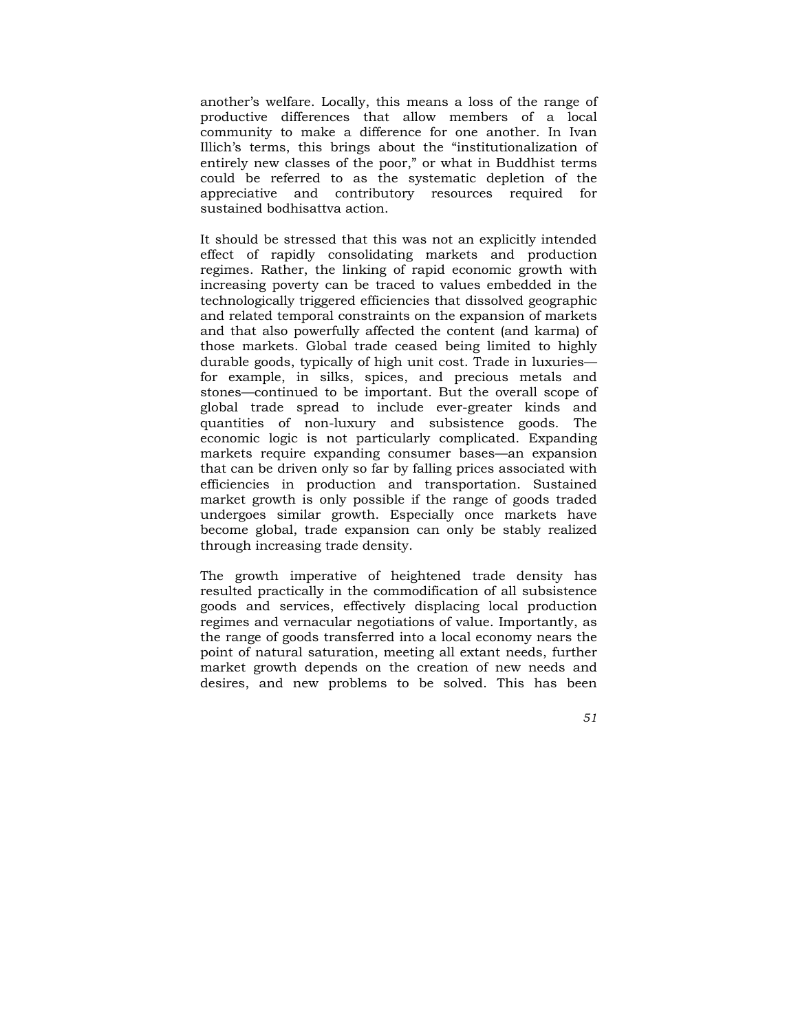another's welfare. Locally, this means a loss of the range of productive differences that allow members of a local community to make a difference for one another. In Ivan Illich's terms, this brings about the "institutionalization of entirely new classes of the poor," or what in Buddhist terms could be referred to as the systematic depletion of the appreciative and contributory resources required for sustained bodhisattva action.

It should be stressed that this was not an explicitly intended effect of rapidly consolidating markets and production regimes. Rather, the linking of rapid economic growth with increasing poverty can be traced to values embedded in the technologically triggered efficiencies that dissolved geographic and related temporal constraints on the expansion of markets and that also powerfully affected the content (and karma) of those markets. Global trade ceased being limited to highly durable goods, typically of high unit cost. Trade in luxuries—for example, in silks, spices, and precious metals and stones—continued to be important. But the overall scope of global trade spread to include ever-greater kinds and quantities of non-luxury and subsistence goods. The economic logic is not particularly complicated. Expanding markets require expanding consumer bases—an expansion that can be driven only so far by falling prices associated with efficiencies in production and transportation. Sustained market growth is only possible if the range of goods traded undergoes similar growth. Especially once markets have become global, trade expansion can only be stably realized through increasing trade density.

The growth imperative of heightened trade density has resulted practically in the commodification of all subsistence goods and services, effectively displacing local production regimes and vernacular negotiations of value. Importantly, as the range of goods transferred into a local economy nears the point of natural saturation, meeting all extant needs, further market growth depends on the creation of new needs and desires, and new problems to be solved. This has been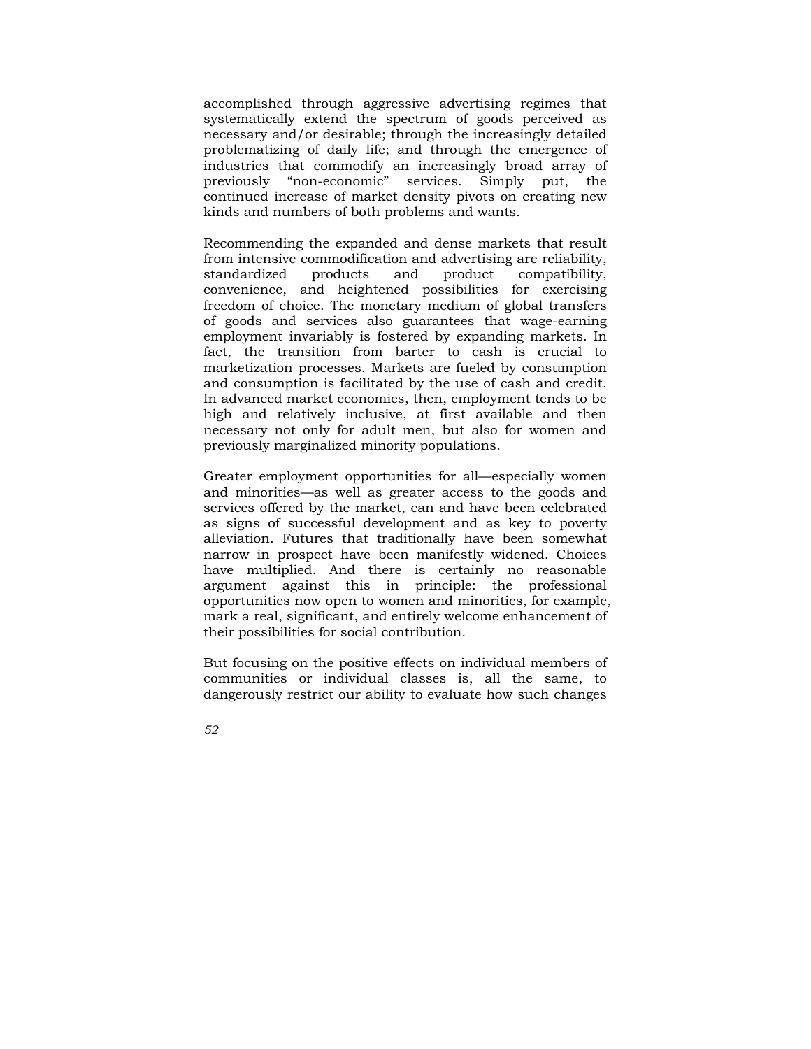accomplished through aggressive advertising regimes that systematically extend the spectrum of goods perceived as necessary and/or desirable; through the increasingly detailed problematizing of daily life; and through the emergence of industries that commodify an increasingly broad array of previously "non-economic" services. Simply put, the continued increase of market density pivots on creating new kinds and numbers of both problems and wants.

Recommending the expanded and dense markets that result from intensive commodification and advertising are reliability, standardized products and product compatibility, convenience, and heightened possibilities for exercising freedom of choice. The monetary medium of global transfers of goods and services also guarantees that wage-earning employment invariably is fostered by expanding markets. In fact, the transition from barter to cash is crucial to marketization processes. Markets are fueled by consumption and consumption is facilitated by the use of cash and credit. In advanced market economies, then, employment tends to be high and relatively inclusive, at first available and then necessary not only for adult men, but also for women and previously marginalized minority populations.

Greater employment opportunities for all—especially women and minorities—as well as greater access to the goods and services offered by the market, can and have been celebrated as signs of successful development and as key to poverty alleviation. Futures that traditionally have been somewhat narrow in prospect have been manifestly widened. Choices have multiplied. And there is certainly no reasonable argument against this in principle: the professional opportunities now open to women and minorities, for example, mark a real, significant, and entirely welcome enhancement of their possibilities for social contribution.

But focusing on the positive effects on individual members of communities or individual classes is, all the same, to dangerously restrict our ability to evaluate how such changes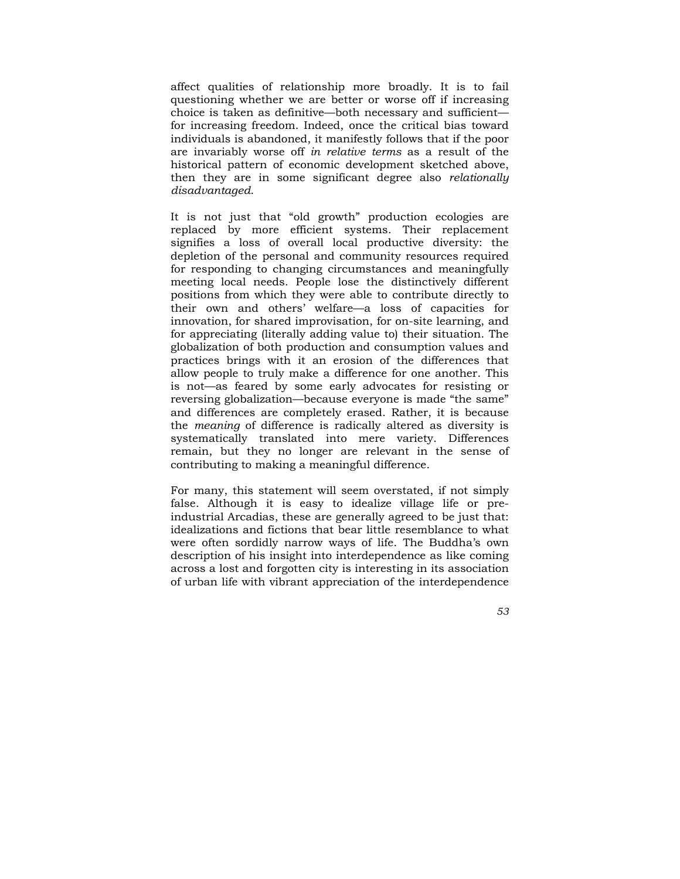affect qualities of relationship more broadly. It is to fail questioning whether we are better or worse off if increasing choice is taken as definitive—both necessary and sufficient—for increasing freedom. Indeed, once the critical bias toward individuals is abandoned, it manifestly follows that if the poor are invariably worse off *in relative terms* as a result of the historical pattern of economic development sketched above, then they are in some significant degree also *relationally disadvantaged*.

It is not just that "old growth" production ecologies are replaced by more efficient systems. Their replacement signifies a loss of overall local productive diversity: the depletion of the personal and community resources required for responding to changing circumstances and meaningfully meeting local needs. People lose the distinctively different positions from which they were able to contribute directly to their own and others' welfare—a loss of capacities for innovation, for shared improvisation, for on-site learning, and for appreciating (literally adding value to) their situation. The globalization of both production and consumption values and practices brings with it an erosion of the differences that allow people to truly make a difference for one another. This is not—as feared by some early advocates for resisting or reversing globalization—because everyone is made "the same" and differences are completely erased. Rather, it is because the *meaning* of difference is radically altered as diversity is systematically translated into mere variety. Differences remain, but they no longer are relevant in the sense of contributing to making a meaningful difference.

For many, this statement will seem overstated, if not simply false. Although it is easy to idealize village life or pre-industrial Arcadias, these are generally agreed to be just that: idealizations and fictions that bear little resemblance to what were often sordidly narrow ways of life. The Buddha's own description of his insight into interdependence as like coming across a lost and forgotten city is interesting in its association of urban life with vibrant appreciation of the interdependence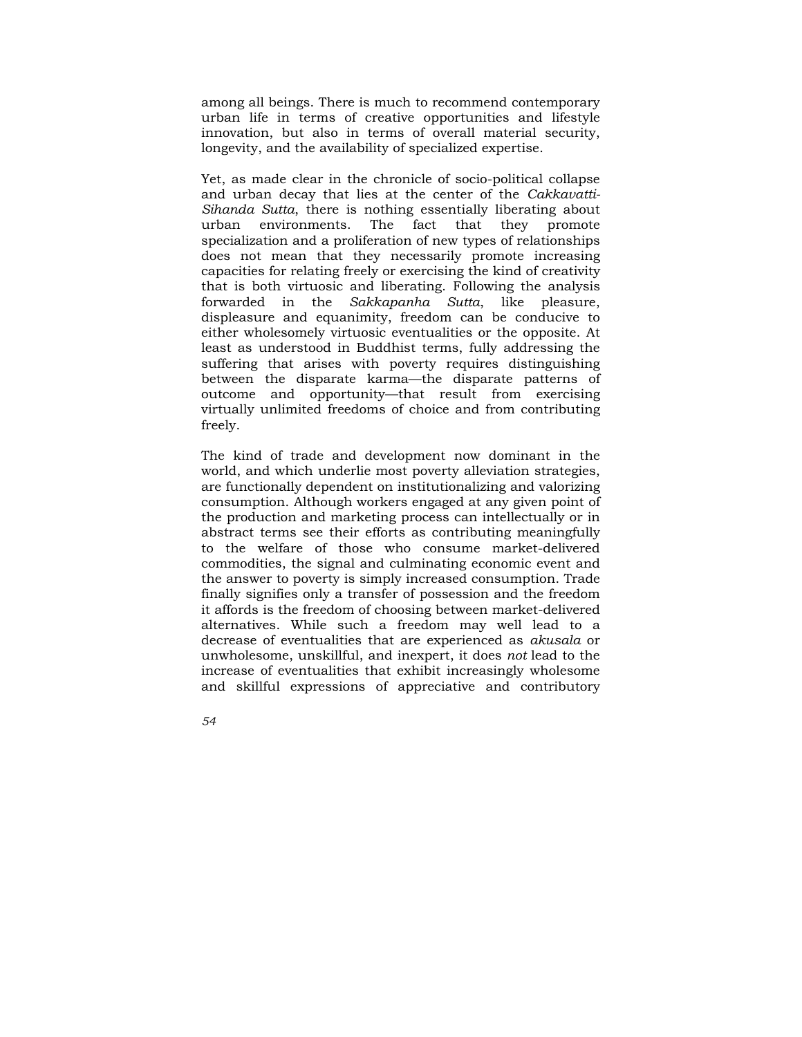among all beings. There is much to recommend contemporary urban life in terms of creative opportunities and lifestyle innovation, but also in terms of overall material security, longevity, and the availability of specialized expertise.

Yet, as made clear in the chronicle of socio-political collapse and urban decay that lies at the center of the *Cakkavatti-Sihanda Sutta*, there is nothing essentially liberating about urban environments. The fact that they promote specialization and a proliferation of new types of relationships does not mean that they necessarily promote increasing capacities for relating freely or exercising the kind of creativity that is both virtuosic and liberating. Following the analysis forwarded in the *Sakkapanha Sutta*, like pleasure, displeasure and equanimity, freedom can be conducive to either wholesomely virtuosic eventualities or the opposite. At least as understood in Buddhist terms, fully addressing the suffering that arises with poverty requires distinguishing between the disparate karma—the disparate patterns of outcome and opportunity—that result from exercising virtually unlimited freedoms of choice and from contributing freely.

The kind of trade and development now dominant in the world, and which underlie most poverty alleviation strategies, are functionally dependent on institutionalizing and valorizing consumption. Although workers engaged at any given point of the production and marketing process can intellectually or in abstract terms see their efforts as contributing meaningfully to the welfare of those who consume market-delivered commodities, the signal and culminating economic event and the answer to poverty is simply increased consumption. Trade finally signifies only a transfer of possession and the freedom it affords is the freedom of choosing between market-delivered alternatives. While such a freedom may well lead to a decrease of eventualities that are experienced as *akusala* or unwholesome, unskillful, and inexpert, it does *not* lead to the increase of eventualities that exhibit increasingly wholesome and skillful expressions of appreciative and contributory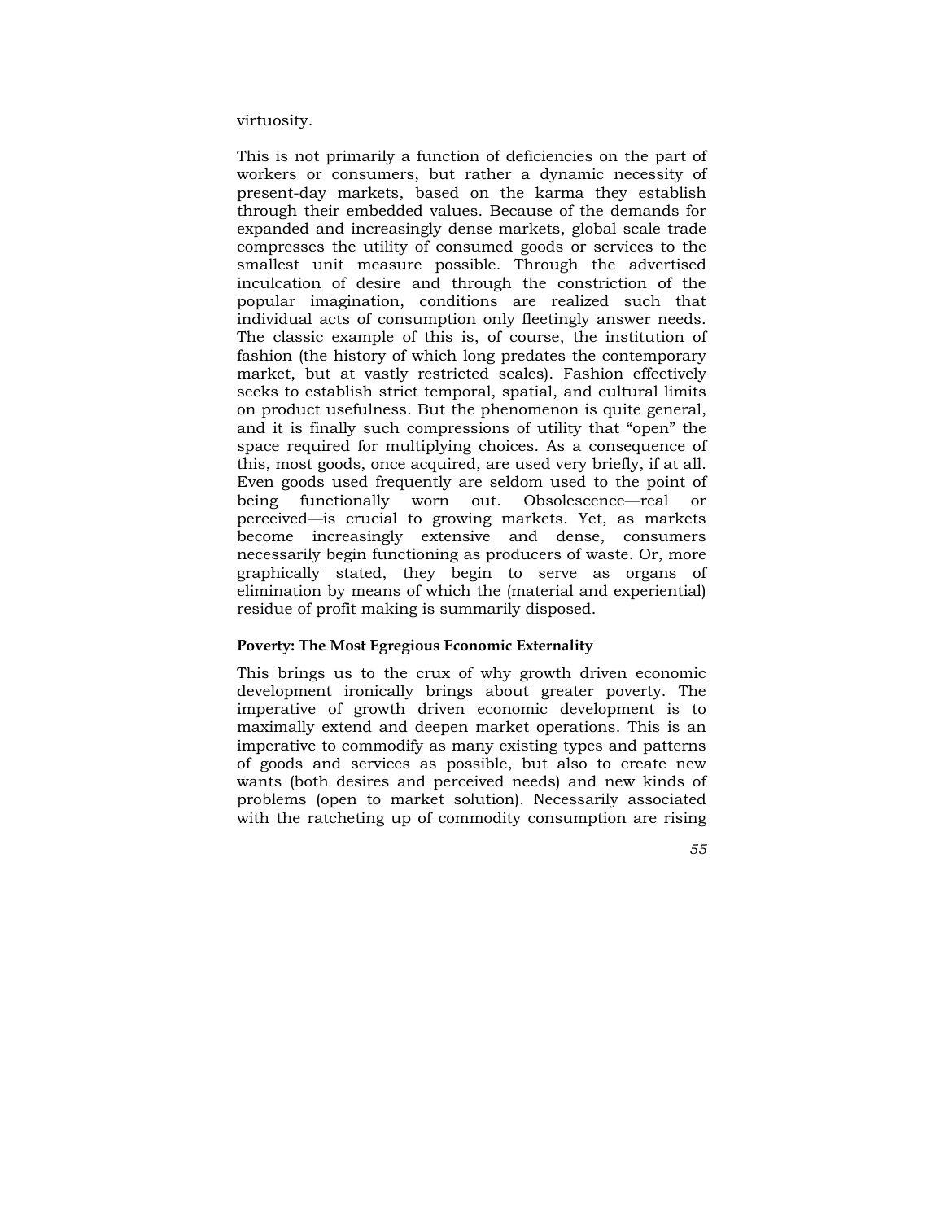virtuosity.

This is not primarily a function of deficiencies on the part of workers or consumers, but rather a dynamic necessity of present-day markets, based on the karma they establish through their embedded values. Because of the demands for expanded and increasingly dense markets, global scale trade compresses the utility of consumed goods or services to the smallest unit measure possible. Through the advertised inculcation of desire and through the constriction of the popular imagination, conditions are realized such that individual acts of consumption only fleetingly answer needs. The classic example of this is, of course, the institution of fashion (the history of which long predates the contemporary market, but at vastly restricted scales). Fashion effectively seeks to establish strict temporal, spatial, and cultural limits on product usefulness. But the phenomenon is quite general, and it is finally such compressions of utility that "open" the space required for multiplying choices. As a consequence of this, most goods, once acquired, are used very briefly, if at all. Even goods used frequently are seldom used to the point of being functionally worn out. Obsolescence—real or perceived—is crucial to growing markets. Yet, as markets become increasingly extensive and dense, consumers necessarily begin functioning as producers of waste. Or, more graphically stated, they begin to serve as organs of elimination by means of which the (material and experiential) residue of profit making is summarily disposed.

### Poverty: The Most Egregious Economic Externality

This brings us to the crux of why growth driven economic development ironically brings about greater poverty. The imperative of growth driven economic development is to maximally extend and deepen market operations. This is an imperative to commodify as many existing types and patterns of goods and services as possible, but also to create new wants (both desires and perceived needs) and new kinds of problems (open to market solution). Necessarily associated with the ratcheting up of commodity consumption are rising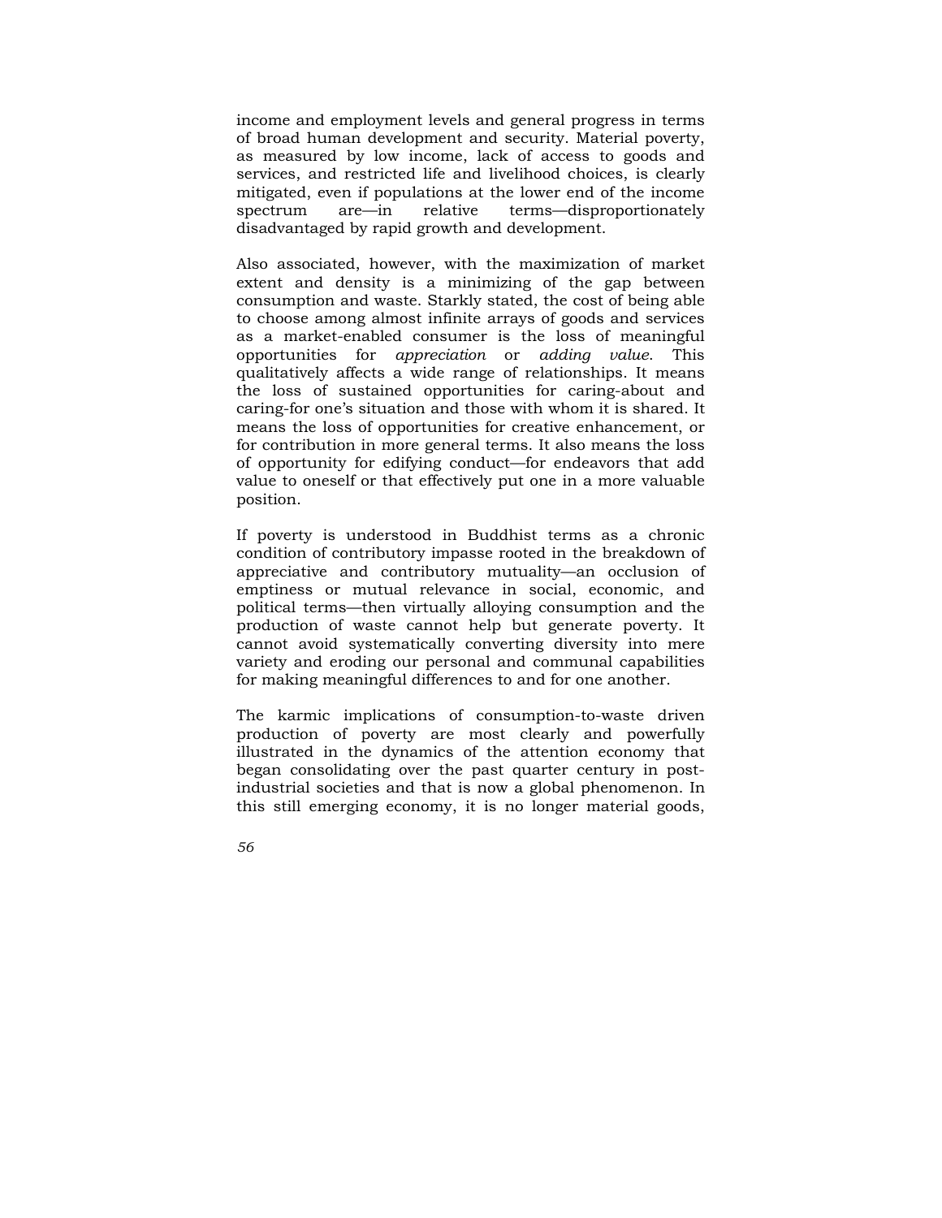income and employment levels and general progress in terms of broad human development and security. Material poverty, as measured by low income, lack of access to goods and services, and restricted life and livelihood choices, is clearly mitigated, even if populations at the lower end of the income spectrum are—in relative terms—disproportionately disadvantaged by rapid growth and development.

Also associated, however, with the maximization of market extent and density is a minimizing of the gap between consumption and waste. Starkly stated, the cost of being able to choose among almost infinite arrays of goods and services as a market-enabled consumer is the loss of meaningful opportunities for *appreciation* or *adding value*. This qualitatively affects a wide range of relationships. It means the loss of sustained opportunities for caring-about and caring-for one's situation and those with whom it is shared. It means the loss of opportunities for creative enhancement, or for contribution in more general terms. It also means the loss of opportunity for edifying conduct—for endeavors that add value to oneself or that effectively put one in a more valuable position.

If poverty is understood in Buddhist terms as a chronic condition of contributory impasse rooted in the breakdown of appreciative and contributory mutuality—an occlusion of emptiness or mutual relevance in social, economic, and political terms—then virtually alloying consumption and the production of waste cannot help but generate poverty. It cannot avoid systematically converting diversity into mere variety and eroding our personal and communal capabilities for making meaningful differences to and for one another.

The karmic implications of consumption-to-waste driven production of poverty are most clearly and powerfully illustrated in the dynamics of the attention economy that began consolidating over the past quarter century in post-industrial societies and that is now a global phenomenon. In this still emerging economy, it is no longer material goods,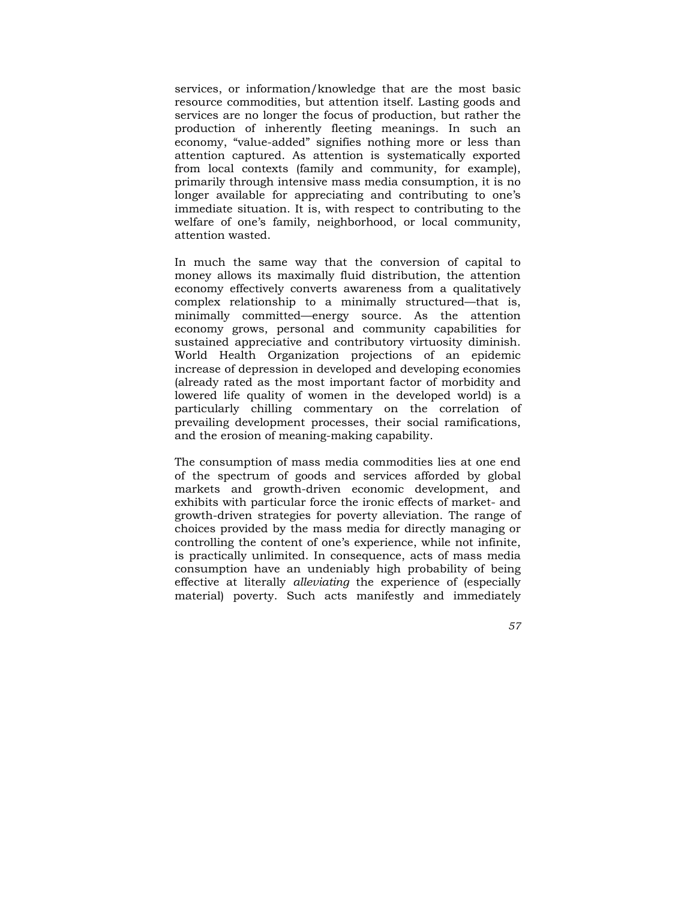services, or information/knowledge that are the most basic resource commodities, but attention itself. Lasting goods and services are no longer the focus of production, but rather the production of inherently fleeting meanings. In such an economy, "value-added" signifies nothing more or less than attention captured. As attention is systematically exported from local contexts (family and community, for example), primarily through intensive mass media consumption, it is no longer available for appreciating and contributing to one's immediate situation. It is, with respect to contributing to the welfare of one's family, neighborhood, or local community, attention wasted.

In much the same way that the conversion of capital to money allows its maximally fluid distribution, the attention economy effectively converts awareness from a qualitatively complex relationship to a minimally structured—that is, minimally committed—energy source. As the attention economy grows, personal and community capabilities for sustained appreciative and contributory virtuosity diminish. World Health Organization projections of an epidemic increase of depression in developed and developing economies (already rated as the most important factor of morbidity and lowered life quality of women in the developed world) is a particularly chilling commentary on the correlation of prevailing development processes, their social ramifications, and the erosion of meaning-making capability.

The consumption of mass media commodities lies at one end of the spectrum of goods and services afforded by global markets and growth-driven economic development, and exhibits with particular force the ironic effects of market- and growth-driven strategies for poverty alleviation. The range of choices provided by the mass media for directly managing or controlling the content of one's experience, while not infinite, is practically unlimited. In consequence, acts of mass media consumption have an undeniably high probability of being effective at literally *alleviating* the experience of (especially material) poverty. Such acts manifestly and immediately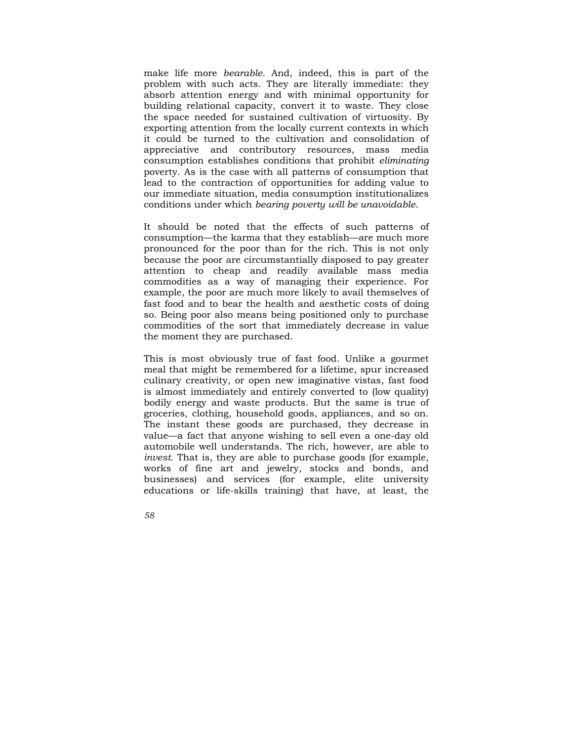make life more *bearable*. And, indeed, this is part of the problem with such acts. They are literally immediate: they absorb attention energy and with minimal opportunity for building relational capacity, convert it to waste. They close the space needed for sustained cultivation of virtuosity. By exporting attention from the locally current contexts in which it could be turned to the cultivation and consolidation of appreciative and contributory resources, mass media consumption establishes conditions that prohibit *eliminating* poverty. As is the case with all patterns of consumption that lead to the contraction of opportunities for adding value to our immediate situation, media consumption institutionalizes conditions under which *bearing poverty will be unavoidable*.

It should be noted that the effects of such patterns of consumption—the karma that they establish—are much more pronounced for the poor than for the rich. This is not only because the poor are circumstantially disposed to pay greater attention to cheap and readily available mass media commodities as a way of managing their experience. For example, the poor are much more likely to avail themselves of fast food and to bear the health and aesthetic costs of doing so. Being poor also means being positioned only to purchase commodities of the sort that immediately decrease in value the moment they are purchased.

This is most obviously true of fast food. Unlike a gourmet meal that might be remembered for a lifetime, spur increased culinary creativity, or open new imaginative vistas, fast food is almost immediately and entirely converted to (low quality) bodily energy and waste products. But the same is true of groceries, clothing, household goods, appliances, and so on. The instant these goods are purchased, they decrease in value—a fact that anyone wishing to sell even a one-day old automobile well understands. The rich, however, are able to *invest*. That is, they are able to purchase goods (for example, works of fine art and jewelry, stocks and bonds, and businesses) and services (for example, elite university educations or life-skills training) that have, at least, the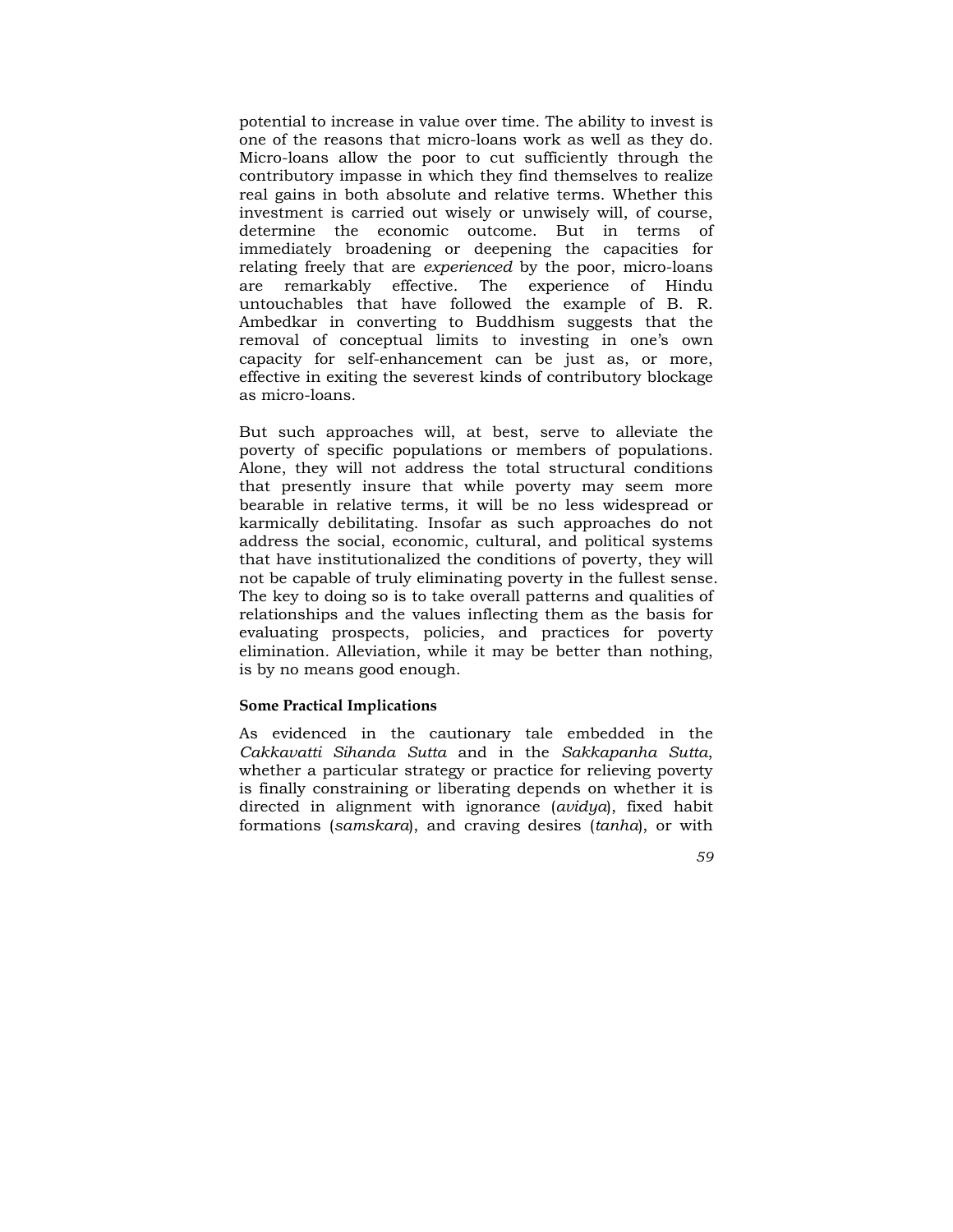potential to increase in value over time. The ability to invest is one of the reasons that micro-loans work as well as they do. Micro-loans allow the poor to cut sufficiently through the contributory impasse in which they find themselves to realize real gains in both absolute and relative terms. Whether this investment is carried out wisely or unwisely will, of course, determine the economic outcome. But in terms of immediately broadening or deepening the capacities for relating freely that are *experienced* by the poor, micro-loans are remarkably effective. The experience of Hindu untouchables that have followed the example of B. R. Ambedkar in converting to Buddhism suggests that the removal of conceptual limits to investing in one's own capacity for self-enhancement can be just as, or more, effective in exiting the severest kinds of contributory blockage as micro-loans.

But such approaches will, at best, serve to alleviate the poverty of specific populations or members of populations. Alone, they will not address the total structural conditions that presently insure that while poverty may seem more bearable in relative terms, it will be no less widespread or karmically debilitating. Insofar as such approaches do not address the social, economic, cultural, and political systems that have institutionalized the conditions of poverty, they will not be capable of truly eliminating poverty in the fullest sense. The key to doing so is to take overall patterns and qualities of relationships and the values inflecting them as the basis for evaluating prospects, policies, and practices for poverty elimination. Alleviation, while it may be better than nothing, is by no means good enough.

**Some Practical Implications**

As evidenced in the cautionary tale embedded in the *Cakkavatti Sihanda Sutta* and in the *Sakkapanha Sutta*, whether a particular strategy or practice for relieving poverty is finally constraining or liberating depends on whether it is directed in alignment with ignorance (*avidya*), fixed habit formations (*samskara*), and craving desires (*tanha*), or with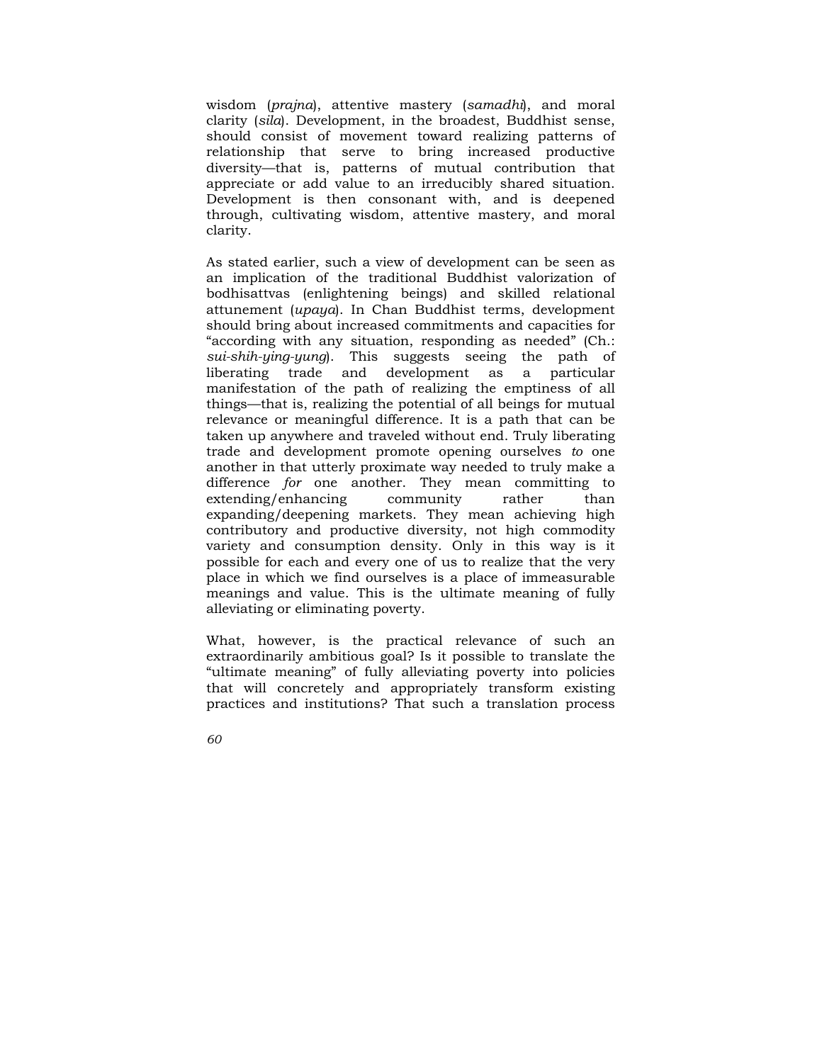wisdom (*prajna*), attentive mastery (*samadhi*), and moral clarity (*sila*). Development, in the broadest, Buddhist sense, should consist of movement toward realizing patterns of relationship that serve to bring increased productive diversity—that is, patterns of mutual contribution that appreciate or add value to an irreducibly shared situation. Development is then consonant with, and is deepened through, cultivating wisdom, attentive mastery, and moral clarity.

As stated earlier, such a view of development can be seen as an implication of the traditional Buddhist valorization of bodhisattvas (enlightening beings) and skilled relational attunement (*upaya*). In Chan Buddhist terms, development should bring about increased commitments and capacities for "according with any situation, responding as needed" (Ch.: *sui-shih-ying-yung*). This suggests seeing the path of liberating trade and development as a particular manifestation of the path of realizing the emptiness of all things—that is, realizing the potential of all beings for mutual relevance or meaningful difference. It is a path that can be taken up anywhere and traveled without end. Truly liberating trade and development promote opening ourselves *to* one another in that utterly proximate way needed to truly make a difference *for* one another. They mean committing to extending/enhancing community rather than expanding/deepening markets. They mean achieving high contributory and productive diversity, not high commodity variety and consumption density. Only in this way is it possible for each and every one of us to realize that the very place in which we find ourselves is a place of immeasurable meanings and value. This is the ultimate meaning of fully alleviating or eliminating poverty.

What, however, is the practical relevance of such an extraordinarily ambitious goal? Is it possible to translate the "ultimate meaning" of fully alleviating poverty into policies that will concretely and appropriately transform existing practices and institutions? That such a translation process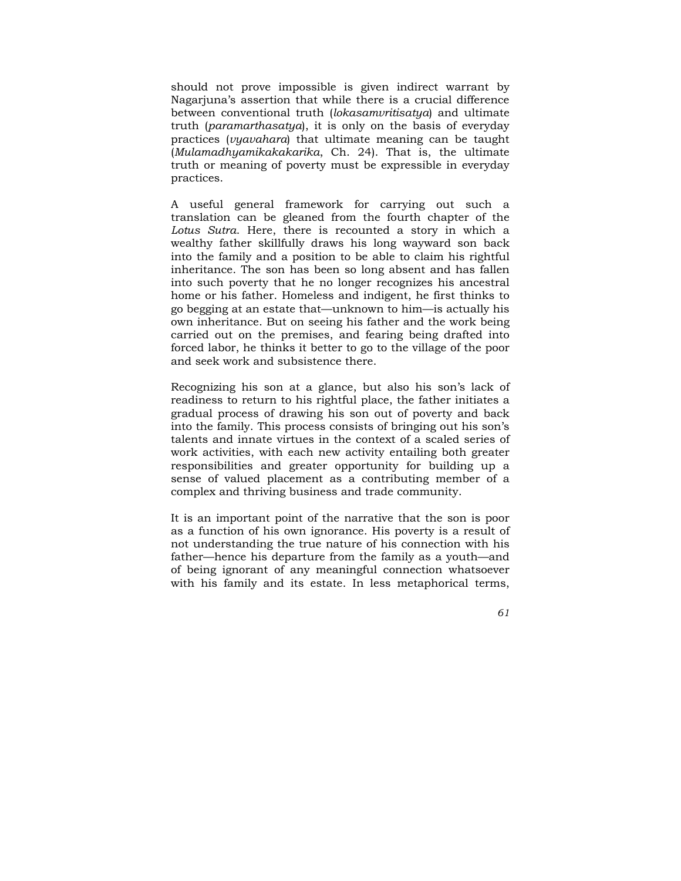should not prove impossible is given indirect warrant by Nagarjuna's assertion that while there is a crucial difference between conventional truth (*lokasamvritisatya*) and ultimate truth (*paramarthasatya*), it is only on the basis of everyday practices (*vyavahara*) that ultimate meaning can be taught (*Mulamadhyamikakakarika*, Ch. 24). That is, the ultimate truth or meaning of poverty must be expressible in everyday practices.

A useful general framework for carrying out such a translation can be gleaned from the fourth chapter of the *Lotus Sutra*. Here, there is recounted a story in which a wealthy father skillfully draws his long wayward son back into the family and a position to be able to claim his rightful inheritance. The son has been so long absent and has fallen into such poverty that he no longer recognizes his ancestral home or his father. Homeless and indigent, he first thinks to go begging at an estate that—unknown to him—is actually his own inheritance. But on seeing his father and the work being carried out on the premises, and fearing being drafted into forced labor, he thinks it better to go to the village of the poor and seek work and subsistence there.

Recognizing his son at a glance, but also his son's lack of readiness to return to his rightful place, the father initiates a gradual process of drawing his son out of poverty and back into the family. This process consists of bringing out his son's talents and innate virtues in the context of a scaled series of work activities, with each new activity entailing both greater responsibilities and greater opportunity for building up a sense of valued placement as a contributing member of a complex and thriving business and trade community.

It is an important point of the narrative that the son is poor as a function of his own ignorance. His poverty is a result of not understanding the true nature of his connection with his father—hence his departure from the family as a youth—and of being ignorant of any meaningful connection whatsoever with his family and its estate. In less metaphorical terms,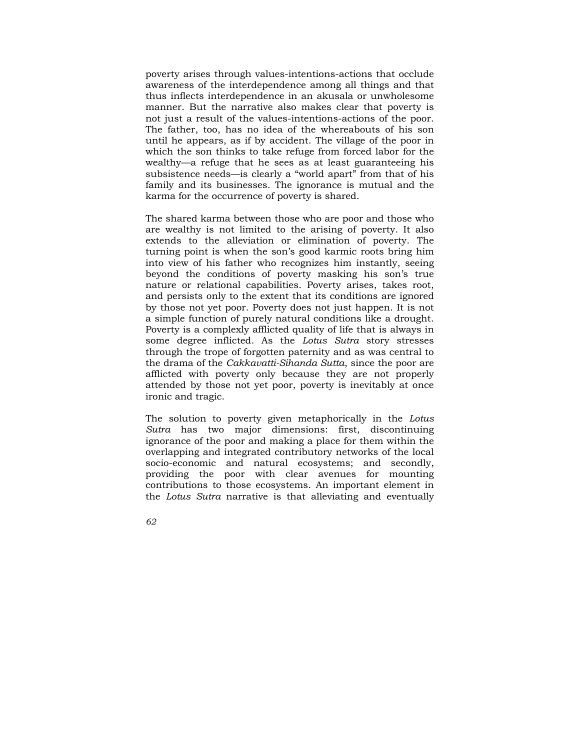poverty arises through values-intentions-actions that occlude awareness of the interdependence among all things and that thus inflects interdependence in an akusala or unwholesome manner. But the narrative also makes clear that poverty is not just a result of the values-intentions-actions of the poor. The father, too, has no idea of the whereabouts of his son until he appears, as if by accident. The village of the poor in which the son thinks to take refuge from forced labor for the wealthy—a refuge that he sees as at least guaranteeing his subsistence needs—is clearly a "world apart" from that of his family and its businesses. The ignorance is mutual and the karma for the occurrence of poverty is shared.

The shared karma between those who are poor and those who are wealthy is not limited to the arising of poverty. It also extends to the alleviation or elimination of poverty. The turning point is when the son's good karmic roots bring him into view of his father who recognizes him instantly, seeing beyond the conditions of poverty masking his son's true nature or relational capabilities. Poverty arises, takes root, and persists only to the extent that its conditions are ignored by those not yet poor. Poverty does not just happen. It is not a simple function of purely natural conditions like a drought. Poverty is a complexly afflicted quality of life that is always in some degree inflicted. As the *Lotus Sutra* story stresses through the trope of forgotten paternity and as was central to the drama of the *Cakkavatti-Sihanda Sutta*, since the poor are afflicted with poverty only because they are not properly attended by those not yet poor, poverty is inevitably at once ironic and tragic.

The solution to poverty given metaphorically in the *Lotus Sutra* has two major dimensions: first, discontinuing ignorance of the poor and making a place for them within the overlapping and integrated contributory networks of the local socio-economic and natural ecosystems; and secondly, providing the poor with clear avenues for mounting contributions to those ecosystems. An important element in the *Lotus Sutra* narrative is that alleviating and eventually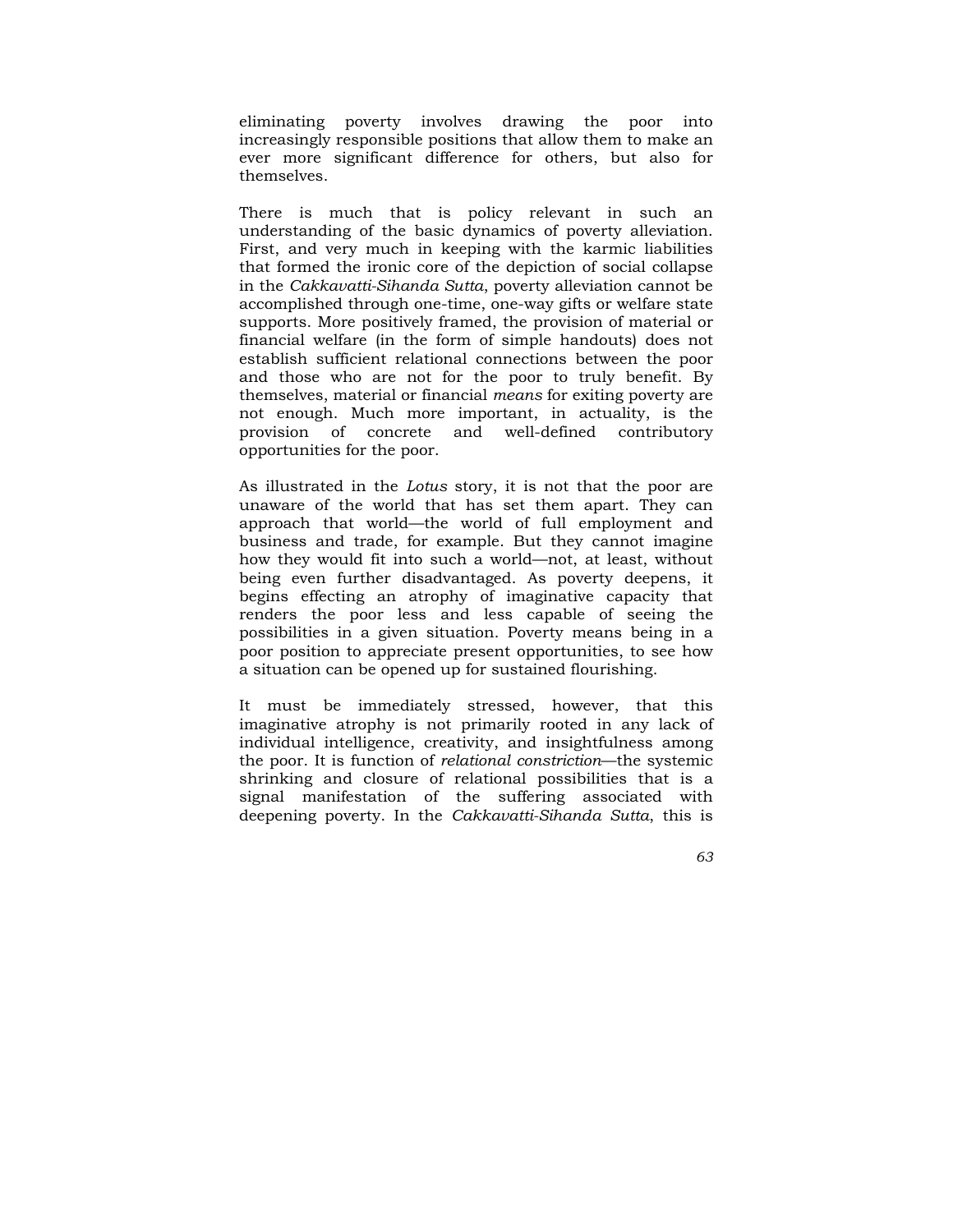eliminating poverty involves drawing the poor into increasingly responsible positions that allow them to make an ever more significant difference for others, but also for themselves.

There is much that is policy relevant in such an understanding of the basic dynamics of poverty alleviation. First, and very much in keeping with the karmic liabilities that formed the ironic core of the depiction of social collapse in the *Cakkavatti-Sihanda Sutta*, poverty alleviation cannot be accomplished through one-time, one-way gifts or welfare state supports. More positively framed, the provision of material or financial welfare (in the form of simple handouts) does not establish sufficient relational connections between the poor and those who are not for the poor to truly benefit. By themselves, material or financial *means* for exiting poverty are not enough. Much more important, in actuality, is the provision of concrete and well-defined contributory opportunities for the poor.

As illustrated in the *Lotus* story, it is not that the poor are unaware of the world that has set them apart. They can approach that world—the world of full employment and business and trade, for example. But they cannot imagine how they would fit into such a world—not, at least, without being even further disadvantaged. As poverty deepens, it begins effecting an atrophy of imaginative capacity that renders the poor less and less capable of seeing the possibilities in a given situation. Poverty means being in a poor position to appreciate present opportunities, to see how a situation can be opened up for sustained flourishing.

It must be immediately stressed, however, that this imaginative atrophy is not primarily rooted in any lack of individual intelligence, creativity, and insightfulness among the poor. It is function of *relational constriction*—the systemic shrinking and closure of relational possibilities that is a signal manifestation of the suffering associated with deepening poverty. In the *Cakkavatti-Sihanda Sutta*, this is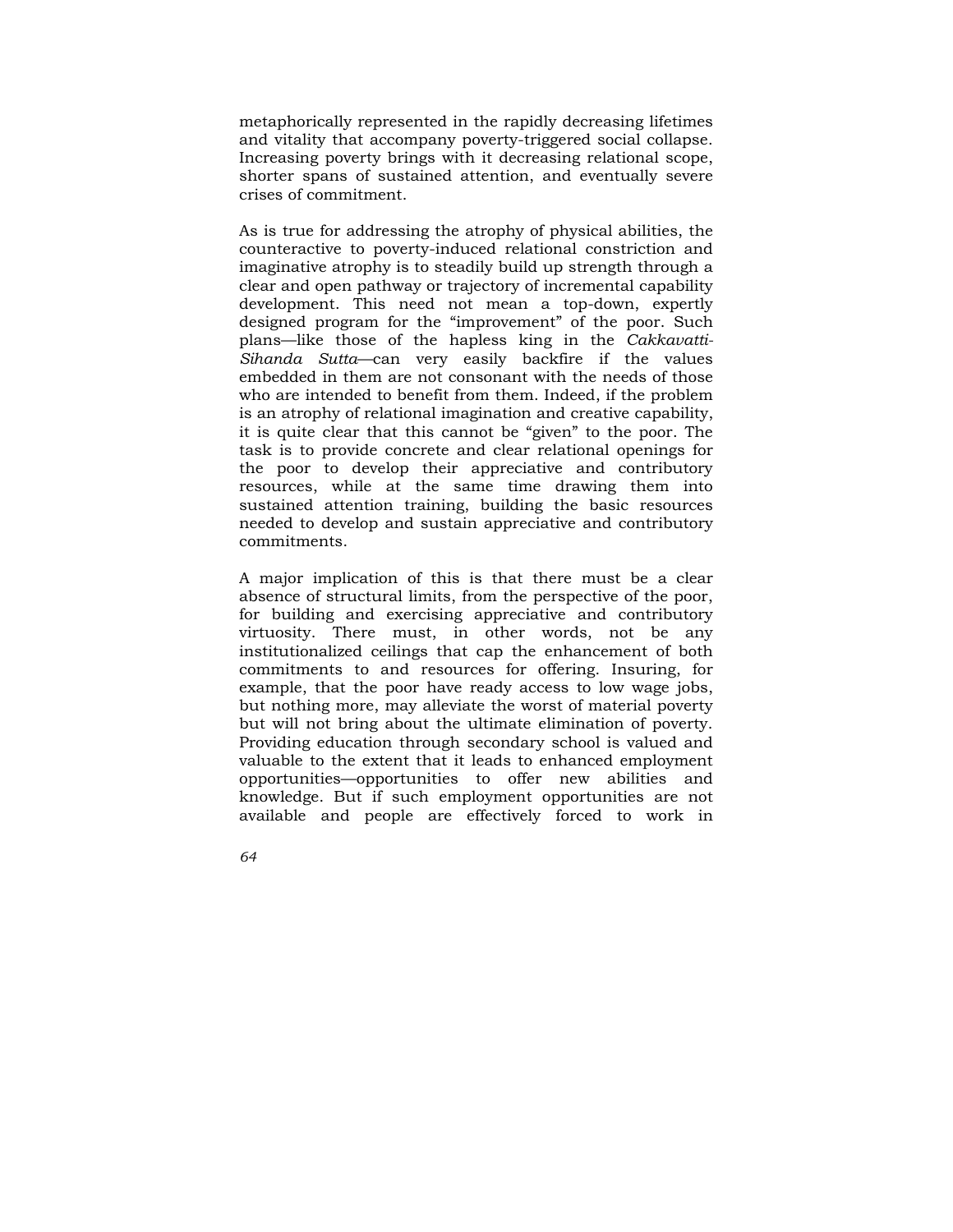metaphorically represented in the rapidly decreasing lifetimes and vitality that accompany poverty-triggered social collapse. Increasing poverty brings with it decreasing relational scope, shorter spans of sustained attention, and eventually severe crises of commitment.

As is true for addressing the atrophy of physical abilities, the counteractive to poverty-induced relational constriction and imaginative atrophy is to steadily build up strength through a clear and open pathway or trajectory of incremental capability development. This need not mean a top-down, expertly designed program for the "improvement" of the poor. Such plans—like those of the hapless king in the *Cakkavatti-Sihanda Sutta*—can very easily backfire if the values embedded in them are not consonant with the needs of those who are intended to benefit from them. Indeed, if the problem is an atrophy of relational imagination and creative capability, it is quite clear that this cannot be "given" to the poor. The task is to provide concrete and clear relational openings for the poor to develop their appreciative and contributory resources, while at the same time drawing them into sustained attention training, building the basic resources needed to develop and sustain appreciative and contributory commitments.

A major implication of this is that there must be a clear absence of structural limits, from the perspective of the poor, for building and exercising appreciative and contributory virtuosity. There must, in other words, not be any institutionalized ceilings that cap the enhancement of both commitments to and resources for offering. Insuring, for example, that the poor have ready access to low wage jobs, but nothing more, may alleviate the worst of material poverty but will not bring about the ultimate elimination of poverty. Providing education through secondary school is valued and valuable to the extent that it leads to enhanced employment opportunities—opportunities to offer new abilities and knowledge. But if such employment opportunities are not available and people are effectively forced to work in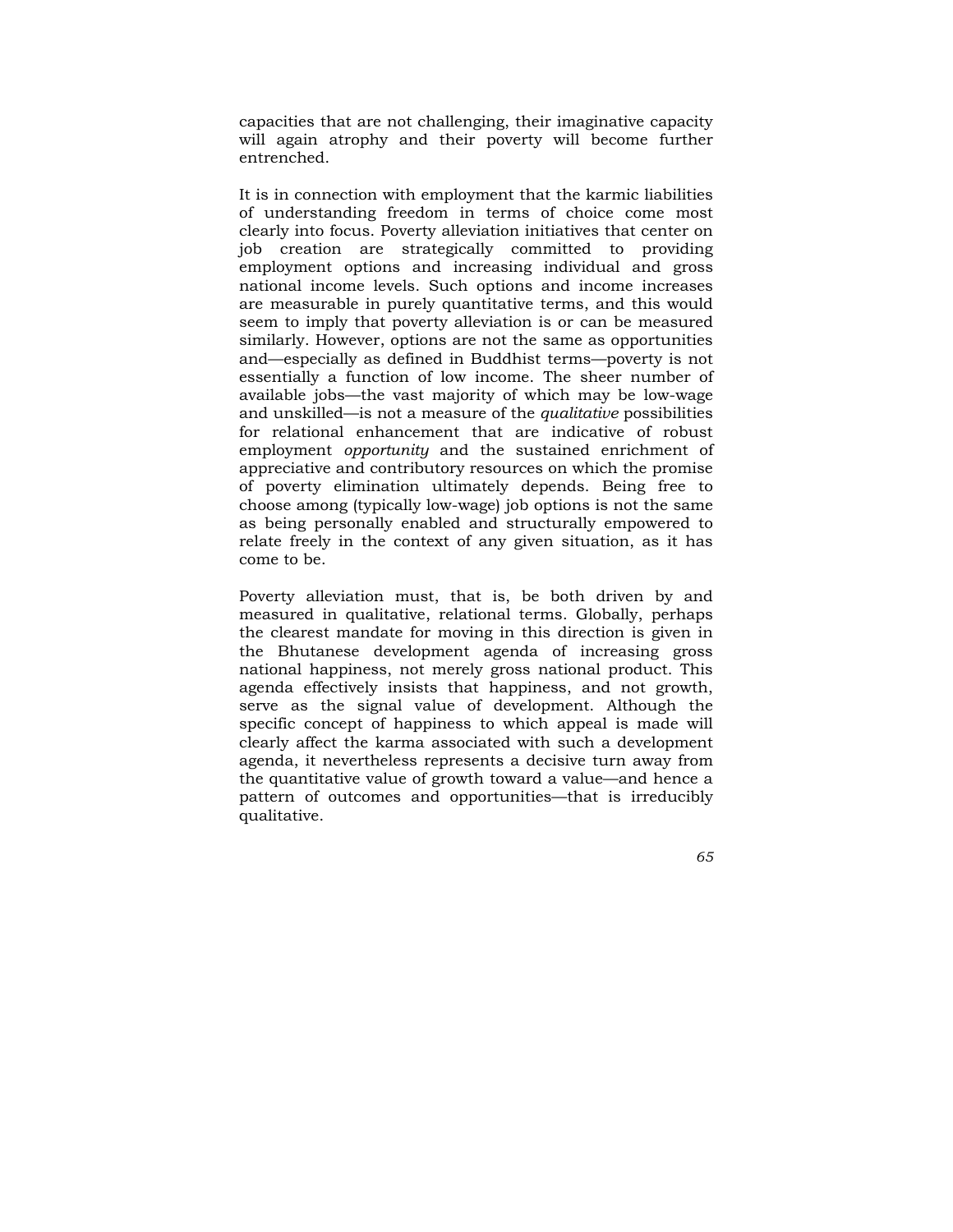capacities that are not challenging, their imaginative capacity will again atrophy and their poverty will become further entrenched.

It is in connection with employment that the karmic liabilities of understanding freedom in terms of choice come most clearly into focus. Poverty alleviation initiatives that center on job creation are strategically committed to providing employment options and increasing individual and gross national income levels. Such options and income increases are measurable in purely quantitative terms, and this would seem to imply that poverty alleviation is or can be measured similarly. However, options are not the same as opportunities and—especially as defined in Buddhist terms—poverty is not essentially a function of low income. The sheer number of available jobs—the vast majority of which may be low-wage and unskilled—is not a measure of the *qualitative* possibilities for relational enhancement that are indicative of robust employment *opportunity* and the sustained enrichment of appreciative and contributory resources on which the promise of poverty elimination ultimately depends. Being free to choose among (typically low-wage) job options is not the same as being personally enabled and structurally empowered to relate freely in the context of any given situation, as it has come to be.

Poverty alleviation must, that is, be both driven by and measured in qualitative, relational terms. Globally, perhaps the clearest mandate for moving in this direction is given in the Bhutanese development agenda of increasing gross national happiness, not merely gross national product. This agenda effectively insists that happiness, and not growth, serve as the signal value of development. Although the specific concept of happiness to which appeal is made will clearly affect the karma associated with such a development agenda, it nevertheless represents a decisive turn away from the quantitative value of growth toward a value—and hence a pattern of outcomes and opportunities—that is irreducibly qualitative.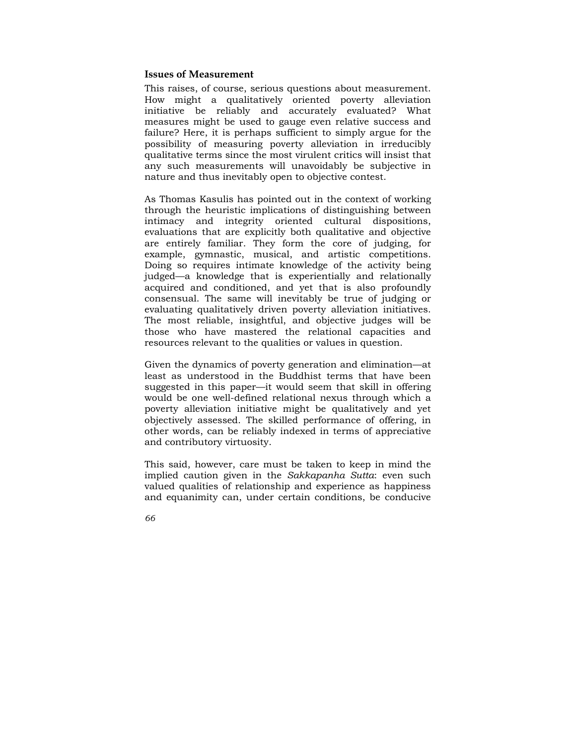### Issues of Measurement

This raises, of course, serious questions about measurement. How might a qualitatively oriented poverty alleviation initiative be reliably and accurately evaluated? What measures might be used to gauge even relative success and failure? Here, it is perhaps sufficient to simply argue for the possibility of measuring poverty alleviation in irreducibly qualitative terms since the most virulent critics will insist that any such measurements will unavoidably be subjective in nature and thus inevitably open to objective contest.

As Thomas Kasulis has pointed out in the context of working through the heuristic implications of distinguishing between intimacy and integrity oriented cultural dispositions, evaluations that are explicitly both qualitative and objective are entirely familiar. They form the core of judging, for example, gymnastic, musical, and artistic competitions. Doing so requires intimate knowledge of the activity being judged—a knowledge that is experientially and relationally acquired and conditioned, and yet that is also profoundly consensual. The same will inevitably be true of judging or evaluating qualitatively driven poverty alleviation initiatives. The most reliable, insightful, and objective judges will be those who have mastered the relational capacities and resources relevant to the qualities or values in question.

Given the dynamics of poverty generation and elimination—at least as understood in the Buddhist terms that have been suggested in this paper—it would seem that skill in offering would be one well-defined relational nexus through which a poverty alleviation initiative might be qualitatively and yet objectively assessed. The skilled performance of offering, in other words, can be reliably indexed in terms of appreciative and contributory virtuosity.

This said, however, care must be taken to keep in mind the implied caution given in the *Sakkapanha Sutta*: even such valued qualities of relationship and experience as happiness and equanimity can, under certain conditions, be conducive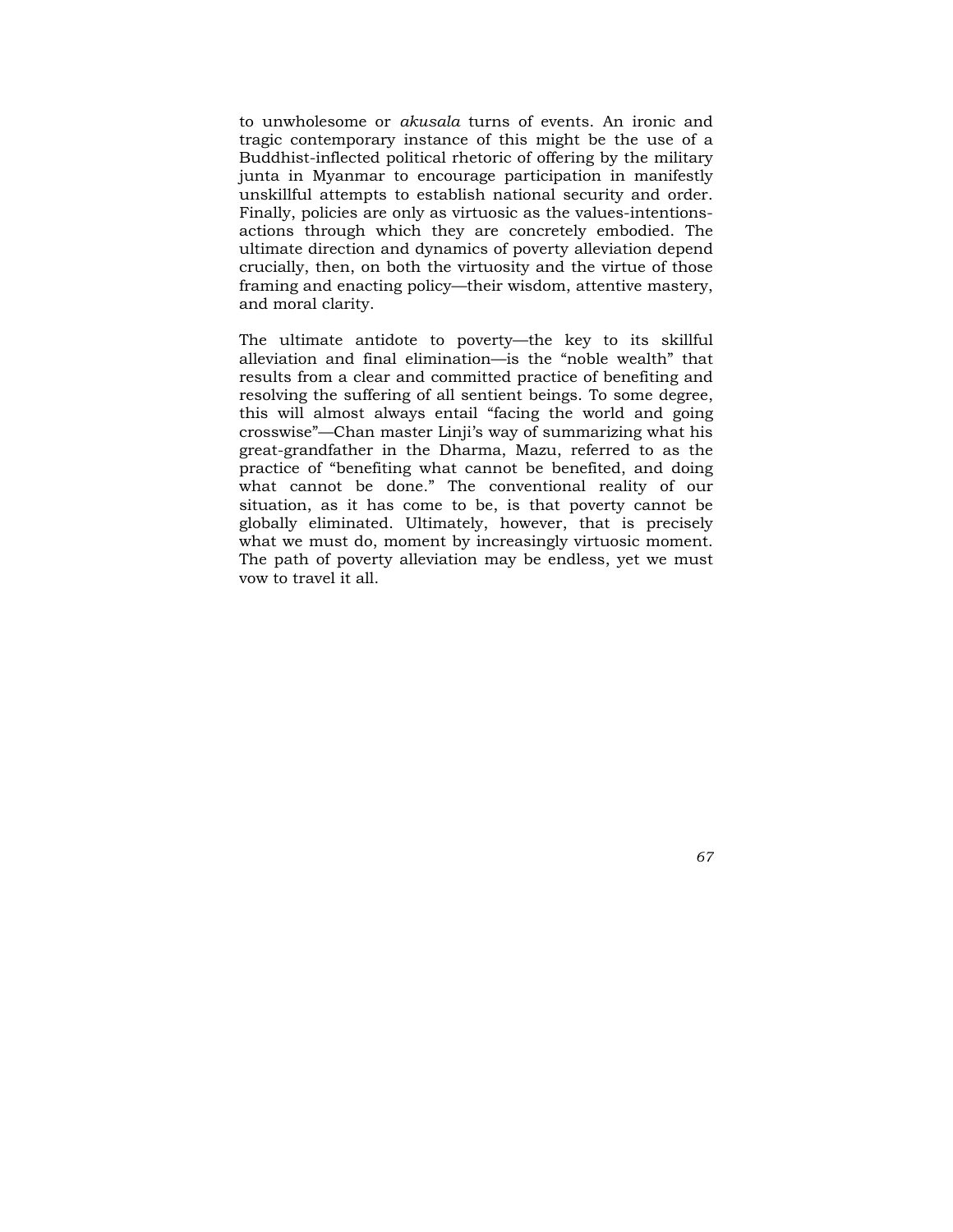to unwholesome or *akusala* turns of events. An ironic and tragic contemporary instance of this might be the use of a Buddhist-inflected political rhetoric of offering by the military junta in Myanmar to encourage participation in manifestly unskillful attempts to establish national security and order. Finally, policies are only as virtuosic as the values-intentions-actions through which they are concretely embodied. The ultimate direction and dynamics of poverty alleviation depend crucially, then, on both the virtuosity and the virtue of those framing and enacting policy—their wisdom, attentive mastery, and moral clarity.

The ultimate antidote to poverty—the key to its skillful alleviation and final elimination—is the "noble wealth" that results from a clear and committed practice of benefiting and resolving the suffering of all sentient beings. To some degree, this will almost always entail "facing the world and going crosswise"—Chan master Linji's way of summarizing what his great-grandfather in the Dharma, Mazu, referred to as the practice of "benefiting what cannot be benefited, and doing what cannot be done." The conventional reality of our situation, as it has come to be, is that poverty cannot be globally eliminated. Ultimately, however, that is precisely what we must do, moment by increasingly virtuosic moment. The path of poverty alleviation may be endless, yet we must vow to travel it all.